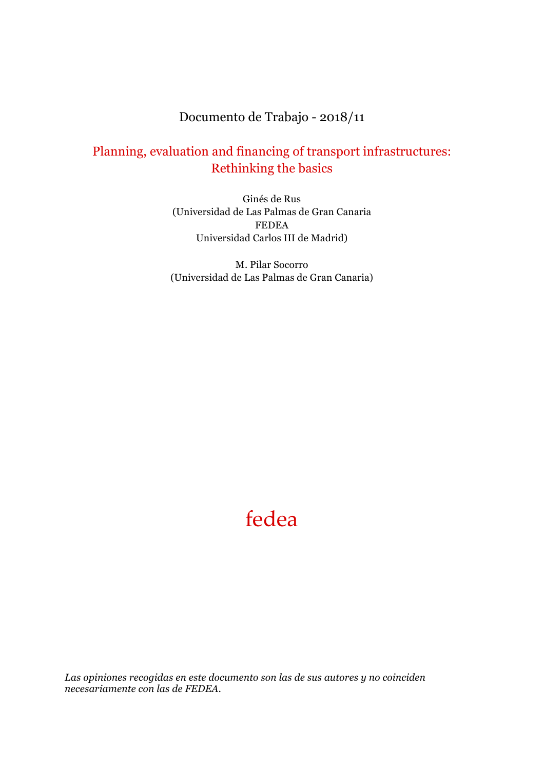Documento de Trabajo - 2018/11

# Planning, evaluation and financing of transport infrastructures: Rethinking the basics

Ginés de Rus
(Universidad de Las Palmas de Gran Canaria
FEDEA
Universidad Carlos III de Madrid)

M. Pilar Socorro
(Universidad de Las Palmas de Gran Canaria)

fedea

*Las opiniones recogidas en este documento son las de sus autores y no coinciden necesariamente con las de FEDEA.*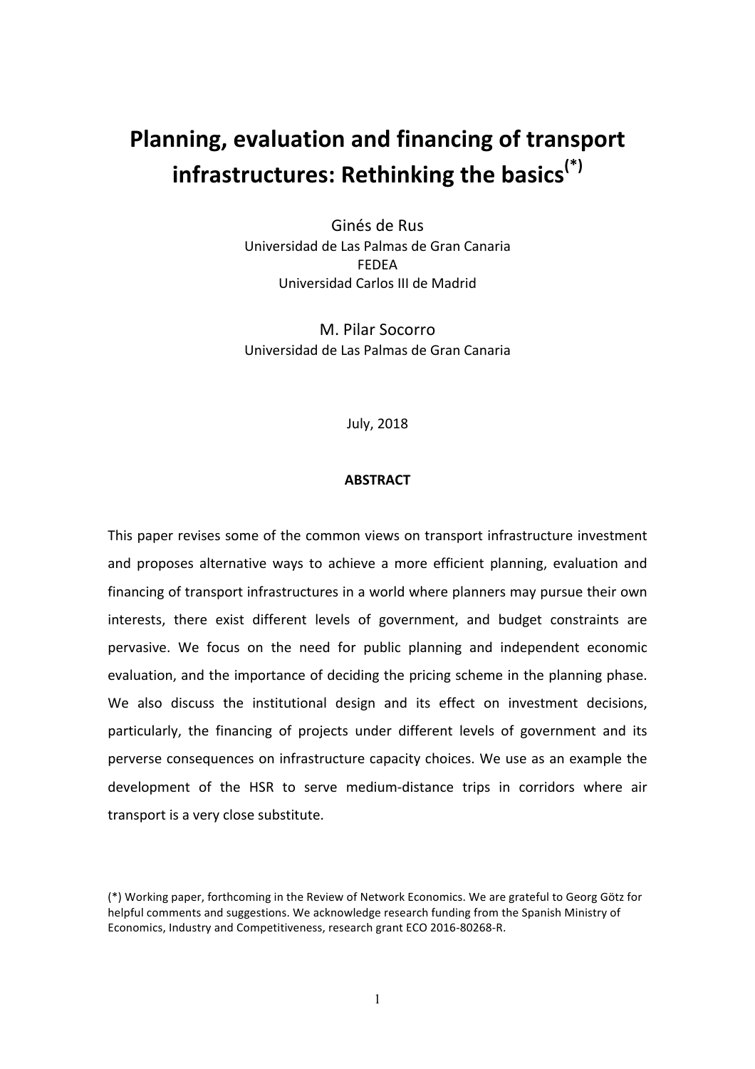# Planning, evaluation and financing of transport infrastructures: Rethinking the basics(*)

Ginés de Rus
Universidad de Las Palmas de Gran Canaria
FEDEA
Universidad Carlos III de Madrid

M. Pilar Socorro
Universidad de Las Palmas de Gran Canaria

July, 2018

**ABSTRACT**

This paper revises some of the common views on transport infrastructure investment and proposes alternative ways to achieve a more efficient planning, evaluation and financing of transport infrastructures in a world where planners may pursue their own interests, there exist different levels of government, and budget constraints are pervasive. We focus on the need for public planning and independent economic evaluation, and the importance of deciding the pricing scheme in the planning phase. We also discuss the institutional design and its effect on investment decisions, particularly, the financing of projects under different levels of government and its perverse consequences on infrastructure capacity choices. We use as an example the development of the HSR to serve medium-distance trips in corridors where air transport is a very close substitute.

(*) Working paper, forthcoming in the Review of Network Economics. We are grateful to Georg Götz for helpful comments and suggestions. We acknowledge research funding from the Spanish Ministry of Economics, Industry and Competitiveness, research grant ECO 2016-80268-R.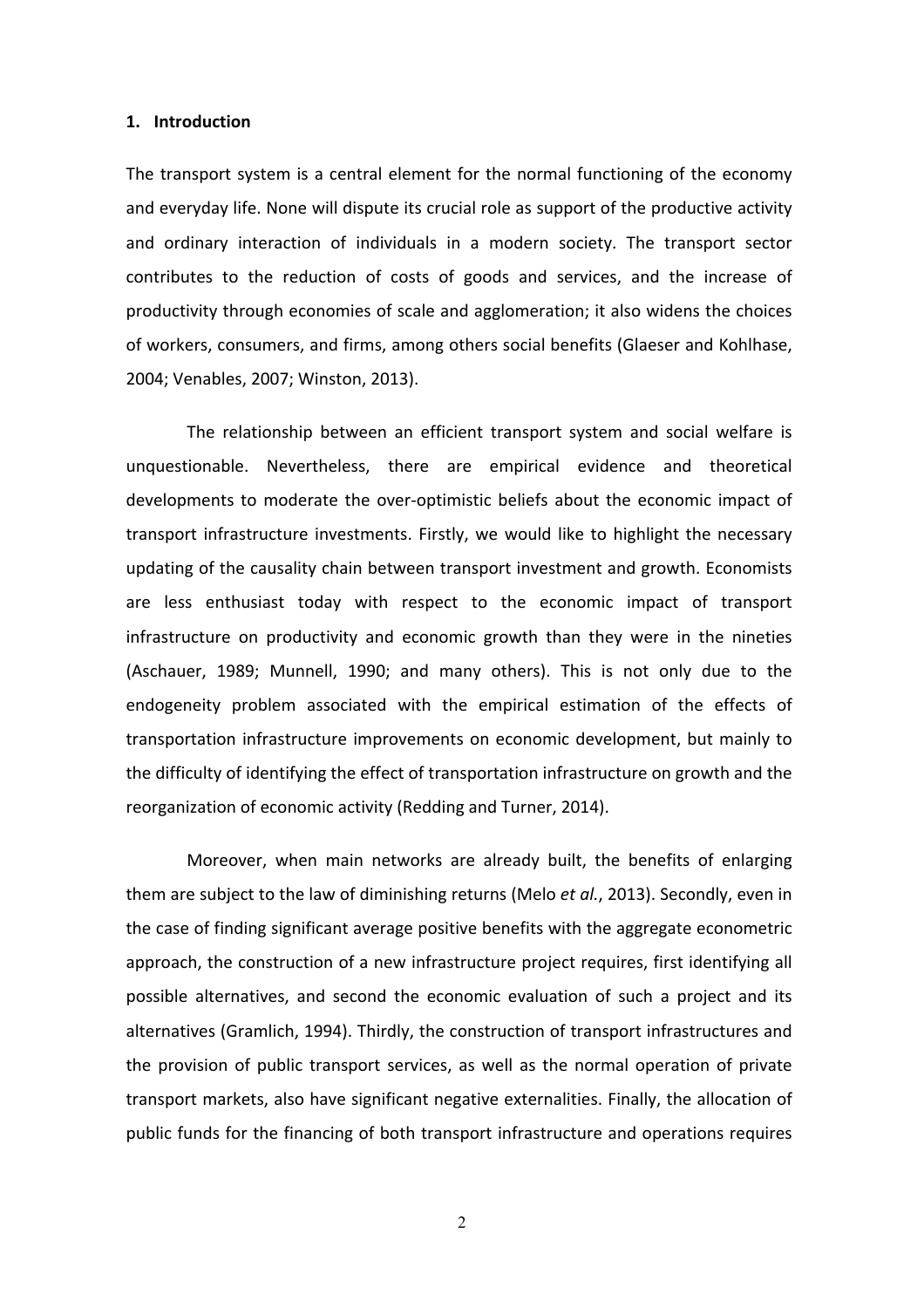## 1. Introduction

The transport system is a central element for the normal functioning of the economy and everyday life. None will dispute its crucial role as support of the productive activity and ordinary interaction of individuals in a modern society. The transport sector contributes to the reduction of costs of goods and services, and the increase of productivity through economies of scale and agglomeration; it also widens the choices of workers, consumers, and firms, among others social benefits (Glaeser and Kohlhase, 2004; Venables, 2007; Winston, 2013).

The relationship between an efficient transport system and social welfare is unquestionable. Nevertheless, there are empirical evidence and theoretical developments to moderate the over-optimistic beliefs about the economic impact of transport infrastructure investments. Firstly, we would like to highlight the necessary updating of the causality chain between transport investment and growth. Economists are less enthusiast today with respect to the economic impact of transport infrastructure on productivity and economic growth than they were in the nineties (Aschauer, 1989; Munnell, 1990; and many others). This is not only due to the endogeneity problem associated with the empirical estimation of the effects of transportation infrastructure improvements on economic development, but mainly to the difficulty of identifying the effect of transportation infrastructure on growth and the reorganization of economic activity (Redding and Turner, 2014).

Moreover, when main networks are already built, the benefits of enlarging them are subject to the law of diminishing returns (Melo *et al.*, 2013). Secondly, even in the case of finding significant average positive benefits with the aggregate econometric approach, the construction of a new infrastructure project requires, first identifying all possible alternatives, and second the economic evaluation of such a project and its alternatives (Gramlich, 1994). Thirdly, the construction of transport infrastructures and the provision of public transport services, as well as the normal operation of private transport markets, also have significant negative externalities. Finally, the allocation of public funds for the financing of both transport infrastructure and operations requires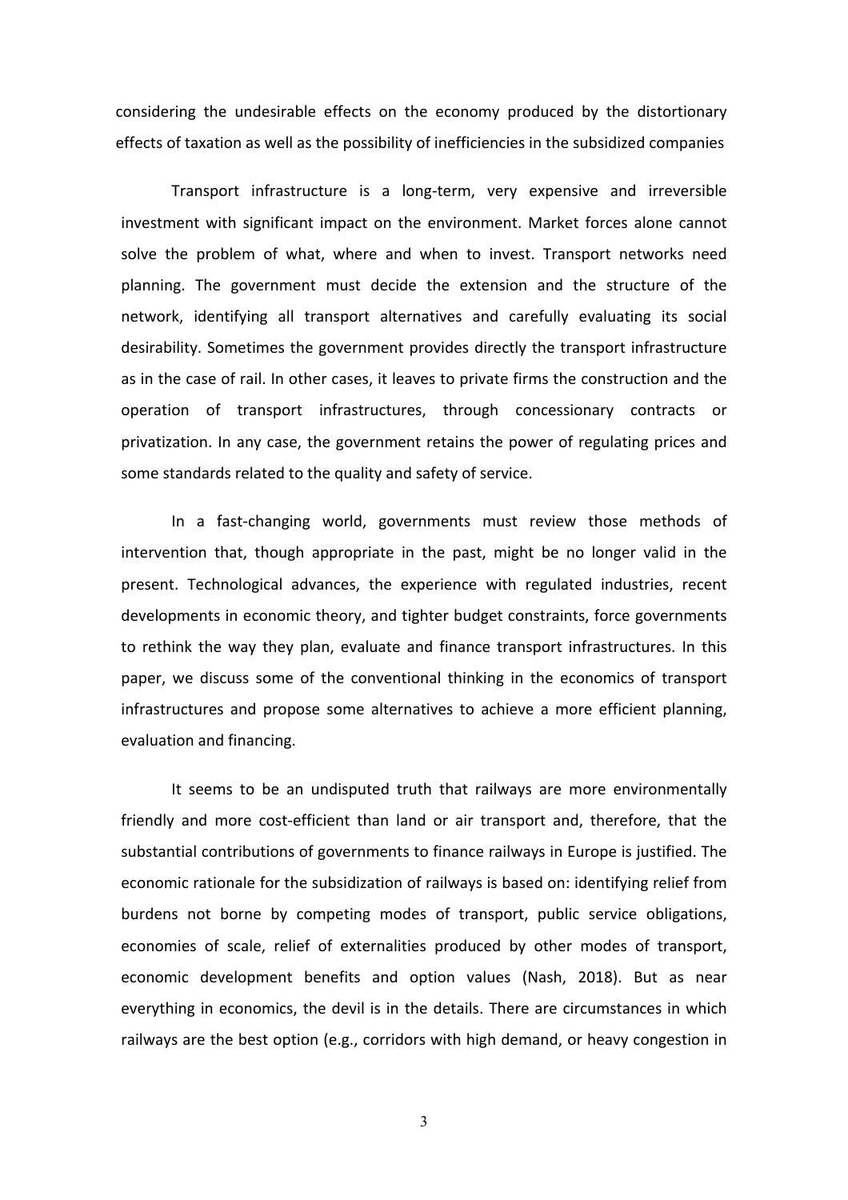considering the undesirable effects on the economy produced by the distortionary effects of taxation as well as the possibility of inefficiencies in the subsidized companies

Transport infrastructure is a long-term, very expensive and irreversible investment with significant impact on the environment. Market forces alone cannot solve the problem of what, where and when to invest. Transport networks need planning. The government must decide the extension and the structure of the network, identifying all transport alternatives and carefully evaluating its social desirability. Sometimes the government provides directly the transport infrastructure as in the case of rail. In other cases, it leaves to private firms the construction and the operation of transport infrastructures, through concessionary contracts or privatization. In any case, the government retains the power of regulating prices and some standards related to the quality and safety of service.

In a fast-changing world, governments must review those methods of intervention that, though appropriate in the past, might be no longer valid in the present. Technological advances, the experience with regulated industries, recent developments in economic theory, and tighter budget constraints, force governments to rethink the way they plan, evaluate and finance transport infrastructures. In this paper, we discuss some of the conventional thinking in the economics of transport infrastructures and propose some alternatives to achieve a more efficient planning, evaluation and financing.

It seems to be an undisputed truth that railways are more environmentally friendly and more cost-efficient than land or air transport and, therefore, that the substantial contributions of governments to finance railways in Europe is justified. The economic rationale for the subsidization of railways is based on: identifying relief from burdens not borne by competing modes of transport, public service obligations, economies of scale, relief of externalities produced by other modes of transport, economic development benefits and option values (Nash, 2018). But as near everything in economics, the devil is in the details. There are circumstances in which railways are the best option (e.g., corridors with high demand, or heavy congestion in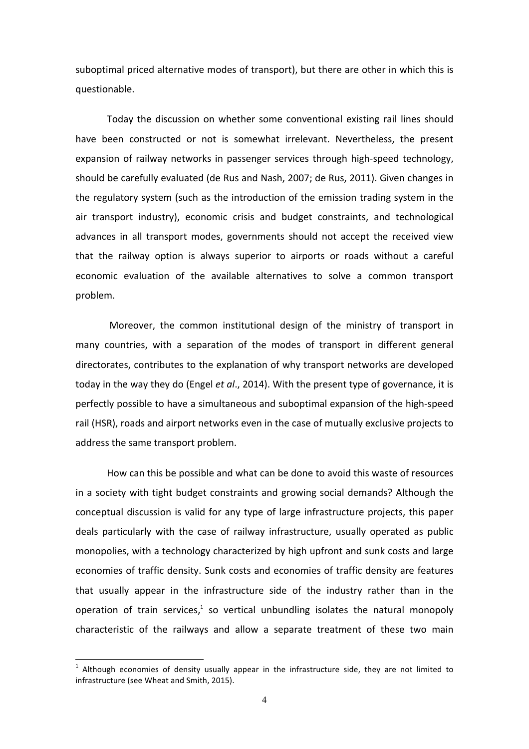suboptimal priced alternative modes of transport), but there are other in which this is questionable.

Today the discussion on whether some conventional existing rail lines should have been constructed or not is somewhat irrelevant. Nevertheless, the present expansion of railway networks in passenger services through high-speed technology, should be carefully evaluated (de Rus and Nash, 2007; de Rus, 2011). Given changes in the regulatory system (such as the introduction of the emission trading system in the air transport industry), economic crisis and budget constraints, and technological advances in all transport modes, governments should not accept the received view that the railway option is always superior to airports or roads without a careful economic evaluation of the available alternatives to solve a common transport problem.

Moreover, the common institutional design of the ministry of transport in many countries, with a separation of the modes of transport in different general directorates, contributes to the explanation of why transport networks are developed today in the way they do (Engel *et al*., 2014). With the present type of governance, it is perfectly possible to have a simultaneous and suboptimal expansion of the high-speed rail (HSR), roads and airport networks even in the case of mutually exclusive projects to address the same transport problem.

How can this be possible and what can be done to avoid this waste of resources in a society with tight budget constraints and growing social demands? Although the conceptual discussion is valid for any type of large infrastructure projects, this paper deals particularly with the case of railway infrastructure, usually operated as public monopolies, with a technology characterized by high upfront and sunk costs and large economies of traffic density. Sunk costs and economies of traffic density are features that usually appear in the infrastructure side of the industry rather than in the operation of train services,[1] so vertical unbundling isolates the natural monopoly characteristic of the railways and allow a separate treatment of these two main

[1] Although economies of density usually appear in the infrastructure side, they are not limited to infrastructure (see Wheat and Smith, 2015).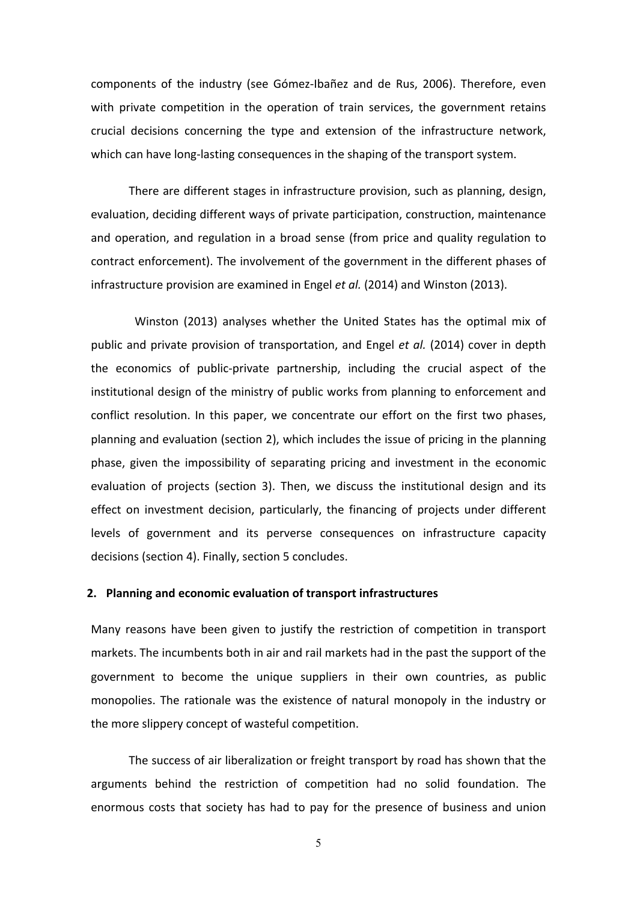components of the industry (see Gómez-Ibañez and de Rus, 2006). Therefore, even with private competition in the operation of train services, the government retains crucial decisions concerning the type and extension of the infrastructure network, which can have long-lasting consequences in the shaping of the transport system.

There are different stages in infrastructure provision, such as planning, design, evaluation, deciding different ways of private participation, construction, maintenance and operation, and regulation in a broad sense (from price and quality regulation to contract enforcement). The involvement of the government in the different phases of infrastructure provision are examined in Engel *et al.* (2014) and Winston (2013).

Winston (2013) analyses whether the United States has the optimal mix of public and private provision of transportation, and Engel *et al.* (2014) cover in depth the economics of public-private partnership, including the crucial aspect of the institutional design of the ministry of public works from planning to enforcement and conflict resolution. In this paper, we concentrate our effort on the first two phases, planning and evaluation (section 2), which includes the issue of pricing in the planning phase, given the impossibility of separating pricing and investment in the economic evaluation of projects (section 3). Then, we discuss the institutional design and its effect on investment decision, particularly, the financing of projects under different levels of government and its perverse consequences on infrastructure capacity decisions (section 4). Finally, section 5 concludes.

## 2. Planning and economic evaluation of transport infrastructures

Many reasons have been given to justify the restriction of competition in transport markets. The incumbents both in air and rail markets had in the past the support of the government to become the unique suppliers in their own countries, as public monopolies. The rationale was the existence of natural monopoly in the industry or the more slippery concept of wasteful competition.

The success of air liberalization or freight transport by road has shown that the arguments behind the restriction of competition had no solid foundation. The enormous costs that society has had to pay for the presence of business and union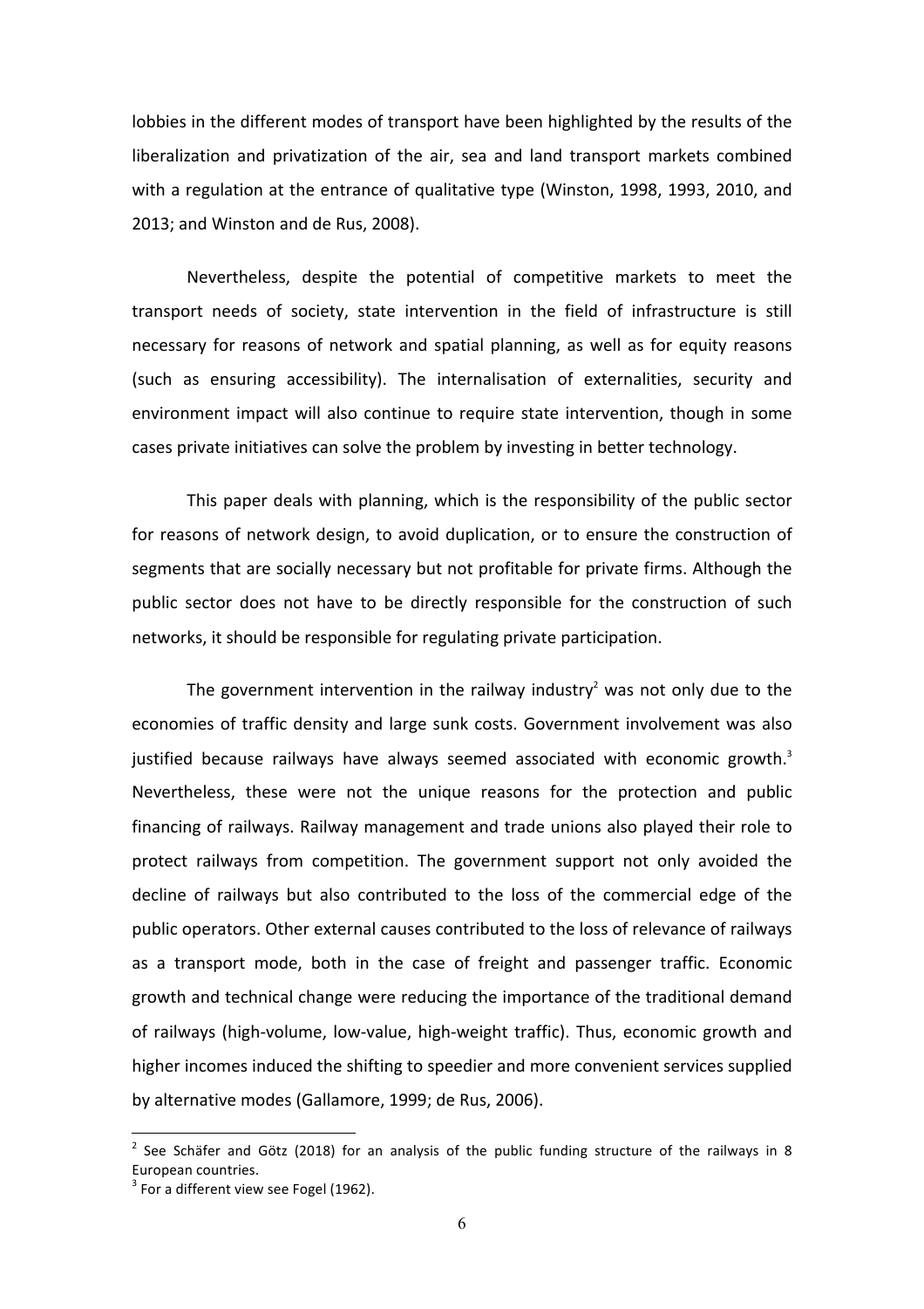lobbies in the different modes of transport have been highlighted by the results of the liberalization and privatization of the air, sea and land transport markets combined with a regulation at the entrance of qualitative type (Winston, 1998, 1993, 2010, and 2013; and Winston and de Rus, 2008).

Nevertheless, despite the potential of competitive markets to meet the transport needs of society, state intervention in the field of infrastructure is still necessary for reasons of network and spatial planning, as well as for equity reasons (such as ensuring accessibility). The internalisation of externalities, security and environment impact will also continue to require state intervention, though in some cases private initiatives can solve the problem by investing in better technology.

This paper deals with planning, which is the responsibility of the public sector for reasons of network design, to avoid duplication, or to ensure the construction of segments that are socially necessary but not profitable for private firms. Although the public sector does not have to be directly responsible for the construction of such networks, it should be responsible for regulating private participation.

The government intervention in the railway industry[2] was not only due to the economies of traffic density and large sunk costs. Government involvement was also justified because railways have always seemed associated with economic growth.[3] Nevertheless, these were not the unique reasons for the protection and public financing of railways. Railway management and trade unions also played their role to protect railways from competition. The government support not only avoided the decline of railways but also contributed to the loss of the commercial edge of the public operators. Other external causes contributed to the loss of relevance of railways as a transport mode, both in the case of freight and passenger traffic. Economic growth and technical change were reducing the importance of the traditional demand of railways (high-volume, low-value, high-weight traffic). Thus, economic growth and higher incomes induced the shifting to speedier and more convenient services supplied by alternative modes (Gallamore, 1999; de Rus, 2006).

[2] See Schäfer and Götz (2018) for an analysis of the public funding structure of the railways in 8 European countries.

[3] For a different view see Fogel (1962).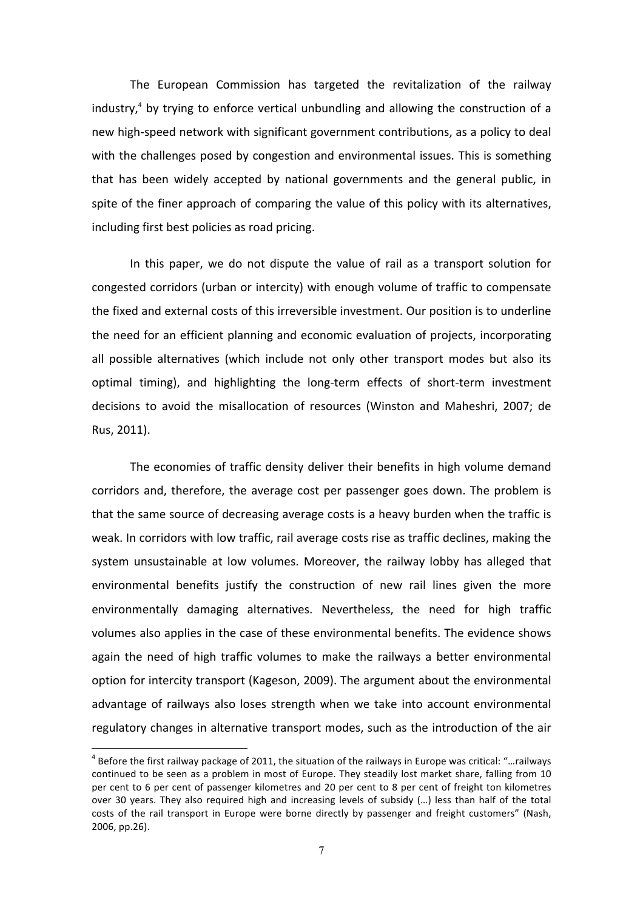The European Commission has targeted the revitalization of the railway industry,[4] by trying to enforce vertical unbundling and allowing the construction of a new high-speed network with significant government contributions, as a policy to deal with the challenges posed by congestion and environmental issues. This is something that has been widely accepted by national governments and the general public, in spite of the finer approach of comparing the value of this policy with its alternatives, including first best policies as road pricing.

In this paper, we do not dispute the value of rail as a transport solution for congested corridors (urban or intercity) with enough volume of traffic to compensate the fixed and external costs of this irreversible investment. Our position is to underline the need for an efficient planning and economic evaluation of projects, incorporating all possible alternatives (which include not only other transport modes but also its optimal timing), and highlighting the long-term effects of short-term investment decisions to avoid the misallocation of resources (Winston and Maheshri, 2007; de Rus, 2011).

The economies of traffic density deliver their benefits in high volume demand corridors and, therefore, the average cost per passenger goes down. The problem is that the same source of decreasing average costs is a heavy burden when the traffic is weak. In corridors with low traffic, rail average costs rise as traffic declines, making the system unsustainable at low volumes. Moreover, the railway lobby has alleged that environmental benefits justify the construction of new rail lines given the more environmentally damaging alternatives. Nevertheless, the need for high traffic volumes also applies in the case of these environmental benefits. The evidence shows again the need of high traffic volumes to make the railways a better environmental option for intercity transport (Kageson, 2009). The argument about the environmental advantage of railways also loses strength when we take into account environmental regulatory changes in alternative transport modes, such as the introduction of the air

[4] Before the first railway package of 2011, the situation of the railways in Europe was critical: "…railways continued to be seen as a problem in most of Europe. They steadily lost market share, falling from 10 per cent to 6 per cent of passenger kilometres and 20 per cent to 8 per cent of freight ton kilometres over 30 years. They also required high and increasing levels of subsidy (…) less than half of the total costs of the rail transport in Europe were borne directly by passenger and freight customers" (Nash, 2006, pp.26).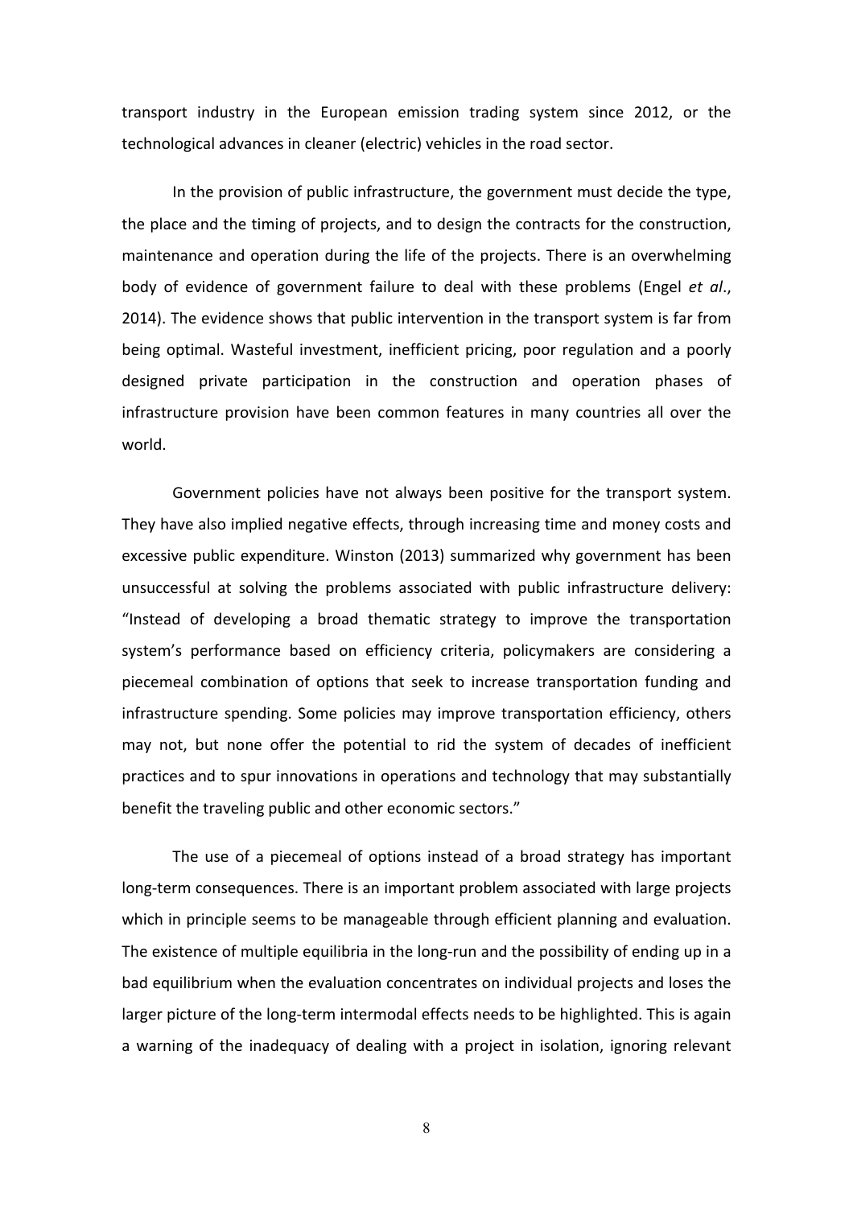transport industry in the European emission trading system since 2012, or the technological advances in cleaner (electric) vehicles in the road sector.

In the provision of public infrastructure, the government must decide the type, the place and the timing of projects, and to design the contracts for the construction, maintenance and operation during the life of the projects. There is an overwhelming body of evidence of government failure to deal with these problems (Engel *et al*., 2014). The evidence shows that public intervention in the transport system is far from being optimal. Wasteful investment, inefficient pricing, poor regulation and a poorly designed private participation in the construction and operation phases of infrastructure provision have been common features in many countries all over the world.

Government policies have not always been positive for the transport system. They have also implied negative effects, through increasing time and money costs and excessive public expenditure. Winston (2013) summarized why government has been unsuccessful at solving the problems associated with public infrastructure delivery: "Instead of developing a broad thematic strategy to improve the transportation system's performance based on efficiency criteria, policymakers are considering a piecemeal combination of options that seek to increase transportation funding and infrastructure spending. Some policies may improve transportation efficiency, others may not, but none offer the potential to rid the system of decades of inefficient practices and to spur innovations in operations and technology that may substantially benefit the traveling public and other economic sectors."

The use of a piecemeal of options instead of a broad strategy has important long-term consequences. There is an important problem associated with large projects which in principle seems to be manageable through efficient planning and evaluation. The existence of multiple equilibria in the long-run and the possibility of ending up in a bad equilibrium when the evaluation concentrates on individual projects and loses the larger picture of the long-term intermodal effects needs to be highlighted. This is again a warning of the inadequacy of dealing with a project in isolation, ignoring relevant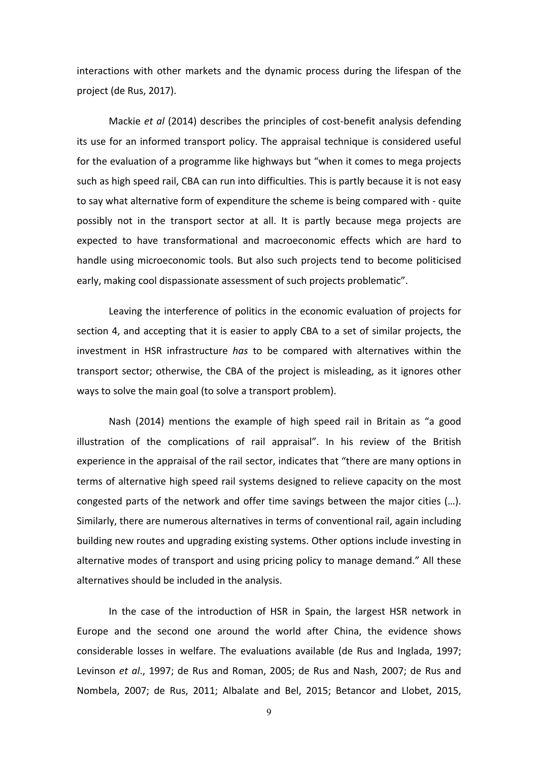interactions with other markets and the dynamic process during the lifespan of the project (de Rus, 2017).

Mackie *et al* (2014) describes the principles of cost-benefit analysis defending its use for an informed transport policy. The appraisal technique is considered useful for the evaluation of a programme like highways but "when it comes to mega projects such as high speed rail, CBA can run into difficulties. This is partly because it is not easy to say what alternative form of expenditure the scheme is being compared with - quite possibly not in the transport sector at all. It is partly because mega projects are expected to have transformational and macroeconomic effects which are hard to handle using microeconomic tools. But also such projects tend to become politicised early, making cool dispassionate assessment of such projects problematic".

Leaving the interference of politics in the economic evaluation of projects for section 4, and accepting that it is easier to apply CBA to a set of similar projects, the investment in HSR infrastructure *has* to be compared with alternatives within the transport sector; otherwise, the CBA of the project is misleading, as it ignores other ways to solve the main goal (to solve a transport problem).

Nash (2014) mentions the example of high speed rail in Britain as "a good illustration of the complications of rail appraisal". In his review of the British experience in the appraisal of the rail sector, indicates that "there are many options in terms of alternative high speed rail systems designed to relieve capacity on the most congested parts of the network and offer time savings between the major cities (…). Similarly, there are numerous alternatives in terms of conventional rail, again including building new routes and upgrading existing systems. Other options include investing in alternative modes of transport and using pricing policy to manage demand." All these alternatives should be included in the analysis.

In the case of the introduction of HSR in Spain, the largest HSR network in Europe and the second one around the world after China, the evidence shows considerable losses in welfare. The evaluations available (de Rus and Inglada, 1997; Levinson *et al*., 1997; de Rus and Roman, 2005; de Rus and Nash, 2007; de Rus and Nombela, 2007; de Rus, 2011; Albalate and Bel, 2015; Betancor and Llobet, 2015,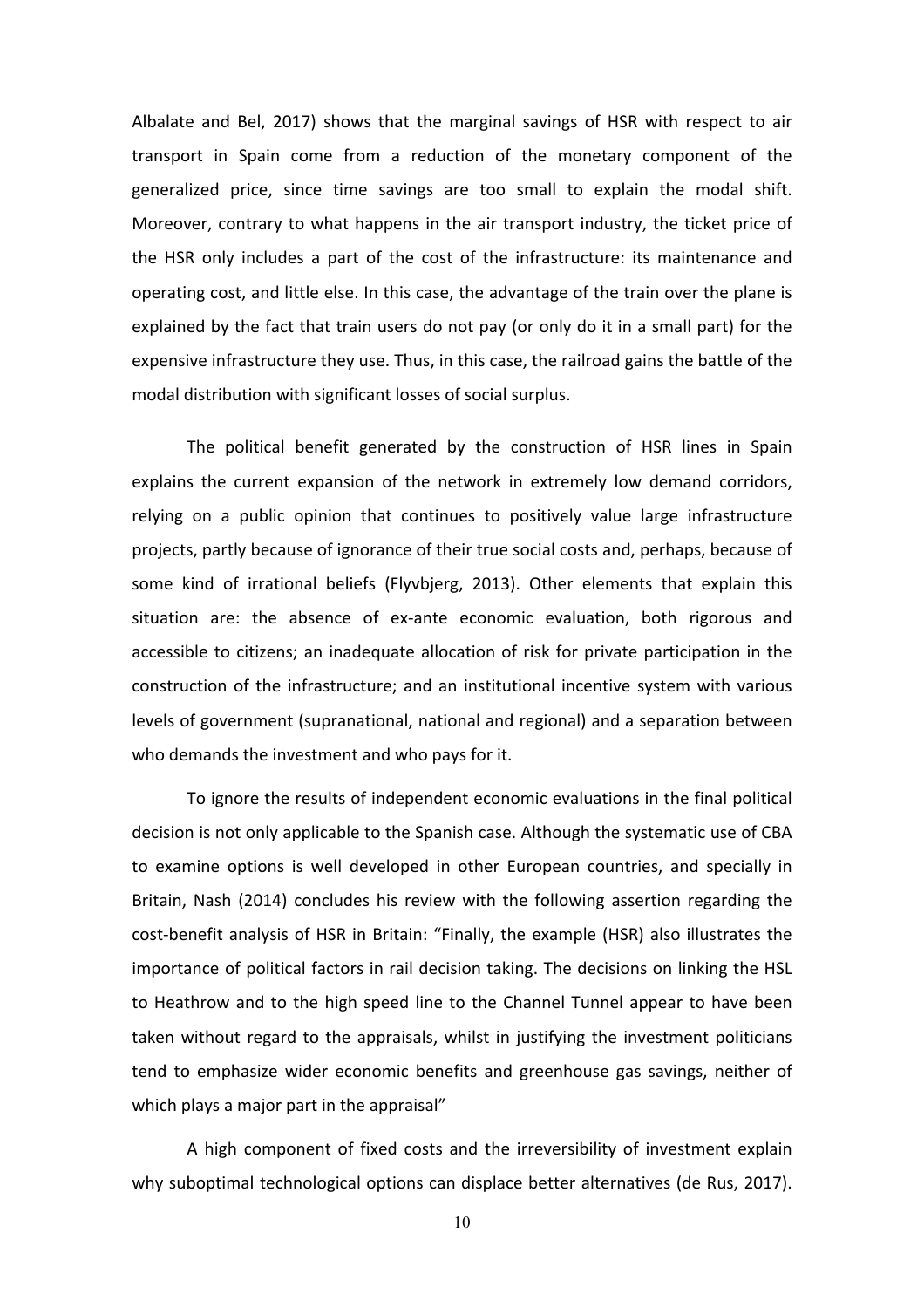Albalate and Bel, 2017) shows that the marginal savings of HSR with respect to air transport in Spain come from a reduction of the monetary component of the generalized price, since time savings are too small to explain the modal shift. Moreover, contrary to what happens in the air transport industry, the ticket price of the HSR only includes a part of the cost of the infrastructure: its maintenance and operating cost, and little else. In this case, the advantage of the train over the plane is explained by the fact that train users do not pay (or only do it in a small part) for the expensive infrastructure they use. Thus, in this case, the railroad gains the battle of the modal distribution with significant losses of social surplus.

The political benefit generated by the construction of HSR lines in Spain explains the current expansion of the network in extremely low demand corridors, relying on a public opinion that continues to positively value large infrastructure projects, partly because of ignorance of their true social costs and, perhaps, because of some kind of irrational beliefs (Flyvbjerg, 2013). Other elements that explain this situation are: the absence of ex-ante economic evaluation, both rigorous and accessible to citizens; an inadequate allocation of risk for private participation in the construction of the infrastructure; and an institutional incentive system with various levels of government (supranational, national and regional) and a separation between who demands the investment and who pays for it.

To ignore the results of independent economic evaluations in the final political decision is not only applicable to the Spanish case. Although the systematic use of CBA to examine options is well developed in other European countries, and specially in Britain, Nash (2014) concludes his review with the following assertion regarding the cost-benefit analysis of HSR in Britain: "Finally, the example (HSR) also illustrates the importance of political factors in rail decision taking. The decisions on linking the HSL to Heathrow and to the high speed line to the Channel Tunnel appear to have been taken without regard to the appraisals, whilst in justifying the investment politicians tend to emphasize wider economic benefits and greenhouse gas savings, neither of which plays a major part in the appraisal"

A high component of fixed costs and the irreversibility of investment explain why suboptimal technological options can displace better alternatives (de Rus, 2017).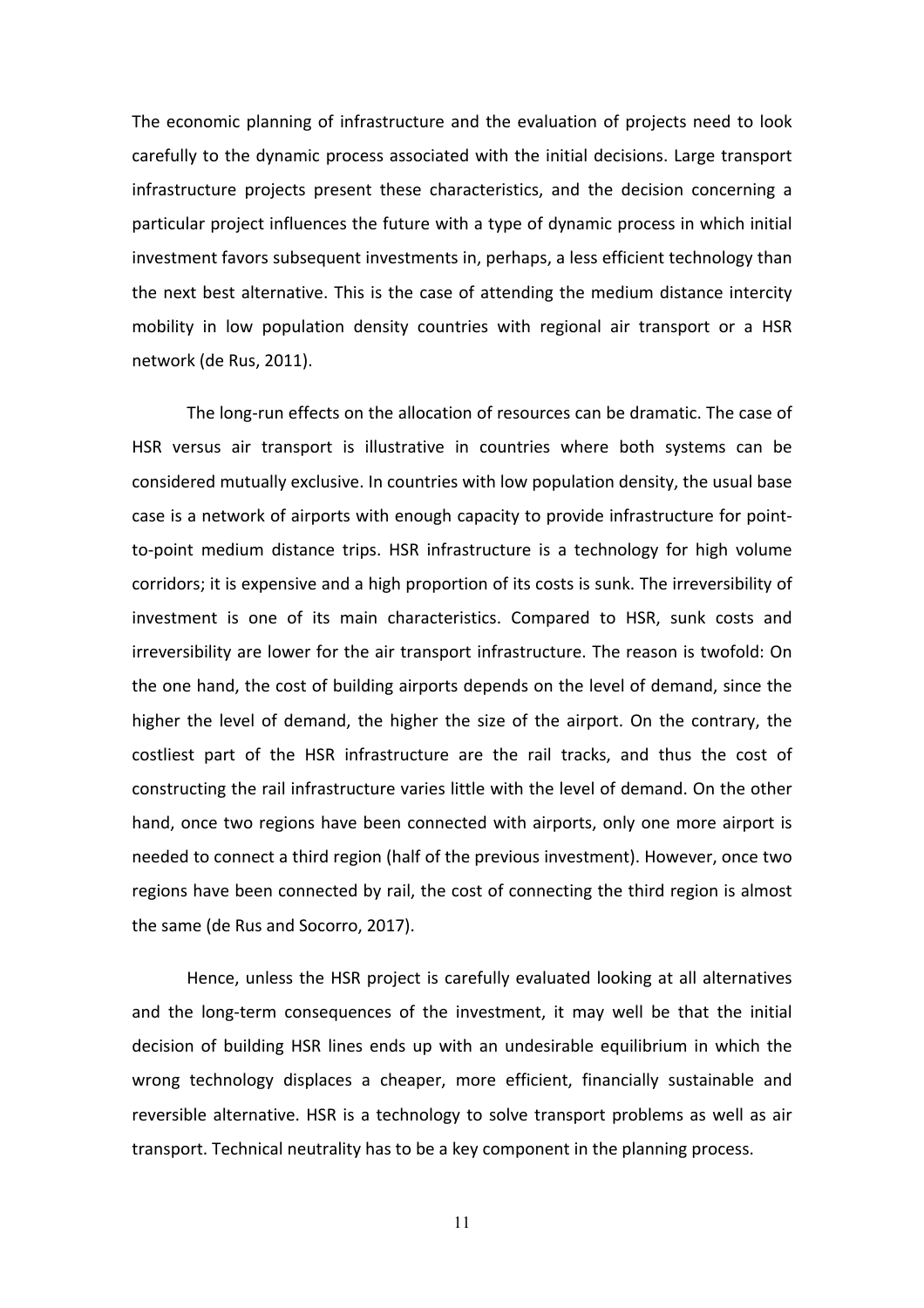The economic planning of infrastructure and the evaluation of projects need to look carefully to the dynamic process associated with the initial decisions. Large transport infrastructure projects present these characteristics, and the decision concerning a particular project influences the future with a type of dynamic process in which initial investment favors subsequent investments in, perhaps, a less efficient technology than the next best alternative. This is the case of attending the medium distance intercity mobility in low population density countries with regional air transport or a HSR network (de Rus, 2011).

The long-run effects on the allocation of resources can be dramatic. The case of HSR versus air transport is illustrative in countries where both systems can be considered mutually exclusive. In countries with low population density, the usual base case is a network of airports with enough capacity to provide infrastructure for point-to-point medium distance trips. HSR infrastructure is a technology for high volume corridors; it is expensive and a high proportion of its costs is sunk. The irreversibility of investment is one of its main characteristics. Compared to HSR, sunk costs and irreversibility are lower for the air transport infrastructure. The reason is twofold: On the one hand, the cost of building airports depends on the level of demand, since the higher the level of demand, the higher the size of the airport. On the contrary, the costliest part of the HSR infrastructure are the rail tracks, and thus the cost of constructing the rail infrastructure varies little with the level of demand. On the other hand, once two regions have been connected with airports, only one more airport is needed to connect a third region (half of the previous investment). However, once two regions have been connected by rail, the cost of connecting the third region is almost the same (de Rus and Socorro, 2017).

Hence, unless the HSR project is carefully evaluated looking at all alternatives and the long-term consequences of the investment, it may well be that the initial decision of building HSR lines ends up with an undesirable equilibrium in which the wrong technology displaces a cheaper, more efficient, financially sustainable and reversible alternative. HSR is a technology to solve transport problems as well as air transport. Technical neutrality has to be a key component in the planning process.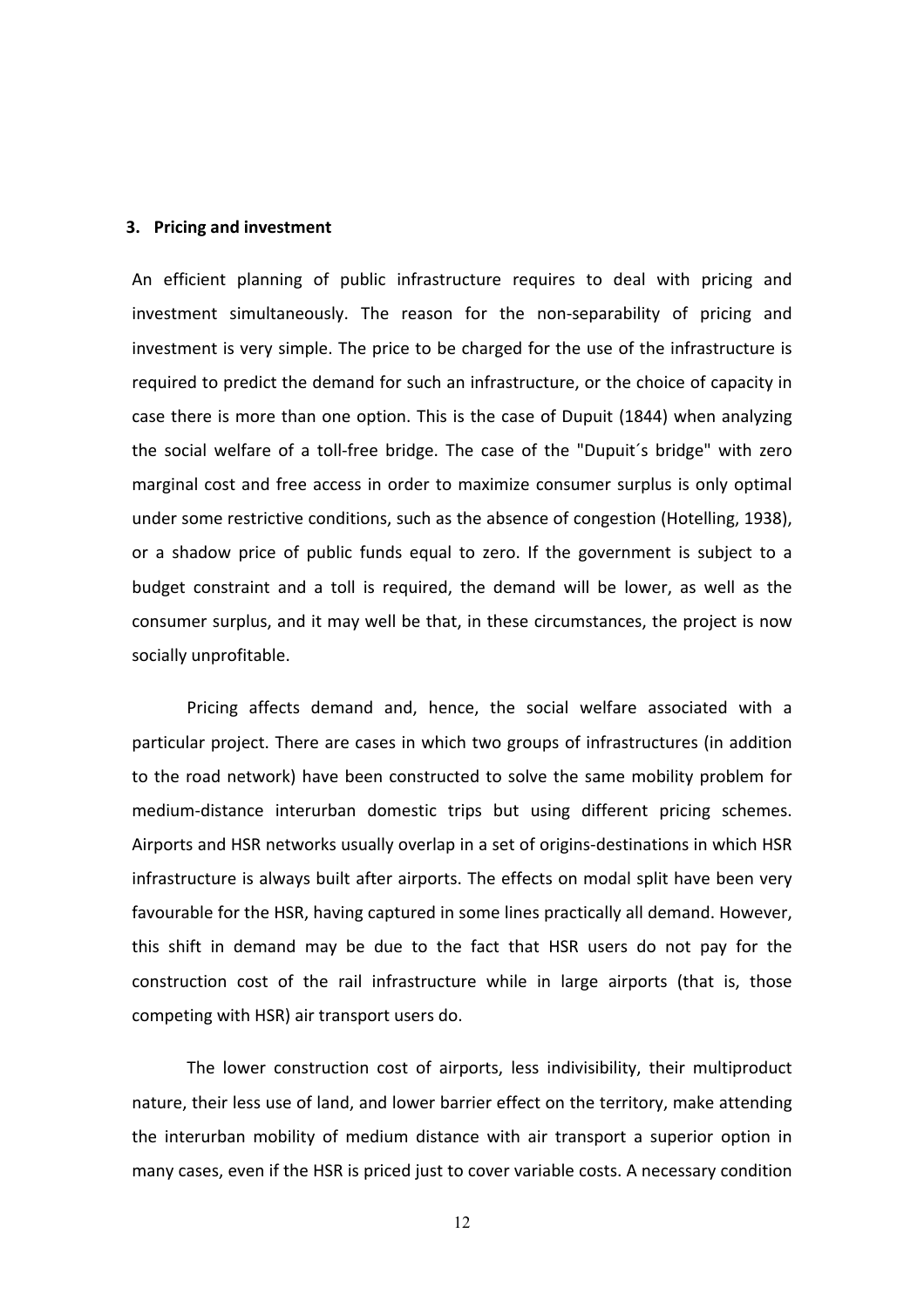## 3. Pricing and investment

An efficient planning of public infrastructure requires to deal with pricing and investment simultaneously. The reason for the non-separability of pricing and investment is very simple. The price to be charged for the use of the infrastructure is required to predict the demand for such an infrastructure, or the choice of capacity in case there is more than one option. This is the case of Dupuit (1844) when analyzing the social welfare of a toll-free bridge. The case of the "Dupuit´s bridge" with zero marginal cost and free access in order to maximize consumer surplus is only optimal under some restrictive conditions, such as the absence of congestion (Hotelling, 1938), or a shadow price of public funds equal to zero. If the government is subject to a budget constraint and a toll is required, the demand will be lower, as well as the consumer surplus, and it may well be that, in these circumstances, the project is now socially unprofitable.

Pricing affects demand and, hence, the social welfare associated with a particular project. There are cases in which two groups of infrastructures (in addition to the road network) have been constructed to solve the same mobility problem for medium-distance interurban domestic trips but using different pricing schemes. Airports and HSR networks usually overlap in a set of origins-destinations in which HSR infrastructure is always built after airports. The effects on modal split have been very favourable for the HSR, having captured in some lines practically all demand. However, this shift in demand may be due to the fact that HSR users do not pay for the construction cost of the rail infrastructure while in large airports (that is, those competing with HSR) air transport users do.

The lower construction cost of airports, less indivisibility, their multiproduct nature, their less use of land, and lower barrier effect on the territory, make attending the interurban mobility of medium distance with air transport a superior option in many cases, even if the HSR is priced just to cover variable costs. A necessary condition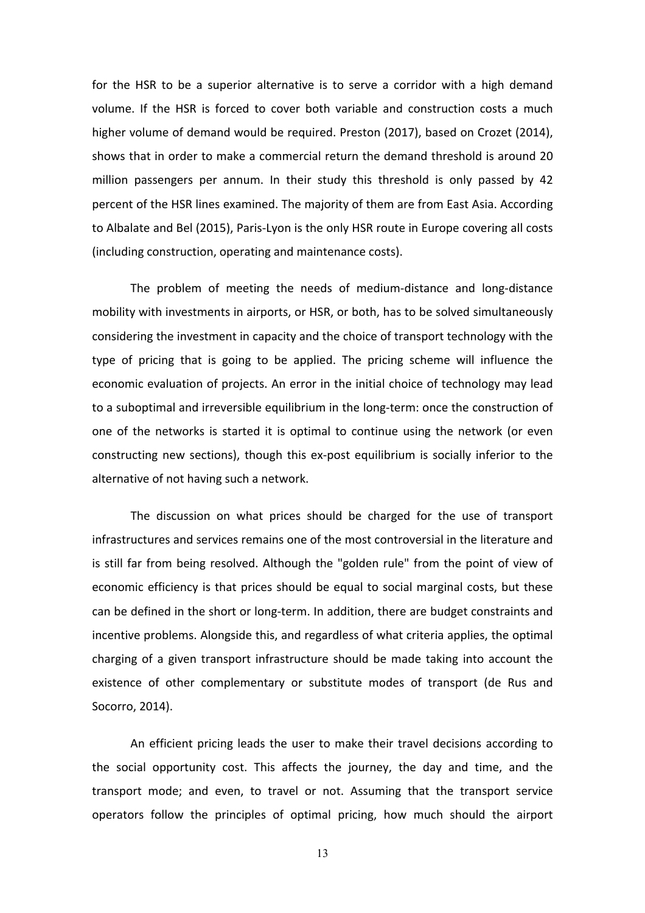for the HSR to be a superior alternative is to serve a corridor with a high demand volume. If the HSR is forced to cover both variable and construction costs a much higher volume of demand would be required. Preston (2017), based on Crozet (2014), shows that in order to make a commercial return the demand threshold is around 20 million passengers per annum. In their study this threshold is only passed by 42 percent of the HSR lines examined. The majority of them are from East Asia. According to Albalate and Bel (2015), Paris-Lyon is the only HSR route in Europe covering all costs (including construction, operating and maintenance costs).

The problem of meeting the needs of medium-distance and long-distance mobility with investments in airports, or HSR, or both, has to be solved simultaneously considering the investment in capacity and the choice of transport technology with the type of pricing that is going to be applied. The pricing scheme will influence the economic evaluation of projects. An error in the initial choice of technology may lead to a suboptimal and irreversible equilibrium in the long-term: once the construction of one of the networks is started it is optimal to continue using the network (or even constructing new sections), though this ex-post equilibrium is socially inferior to the alternative of not having such a network.

The discussion on what prices should be charged for the use of transport infrastructures and services remains one of the most controversial in the literature and is still far from being resolved. Although the "golden rule" from the point of view of economic efficiency is that prices should be equal to social marginal costs, but these can be defined in the short or long-term. In addition, there are budget constraints and incentive problems. Alongside this, and regardless of what criteria applies, the optimal charging of a given transport infrastructure should be made taking into account the existence of other complementary or substitute modes of transport (de Rus and Socorro, 2014).

An efficient pricing leads the user to make their travel decisions according to the social opportunity cost. This affects the journey, the day and time, and the transport mode; and even, to travel or not. Assuming that the transport service operators follow the principles of optimal pricing, how much should the airport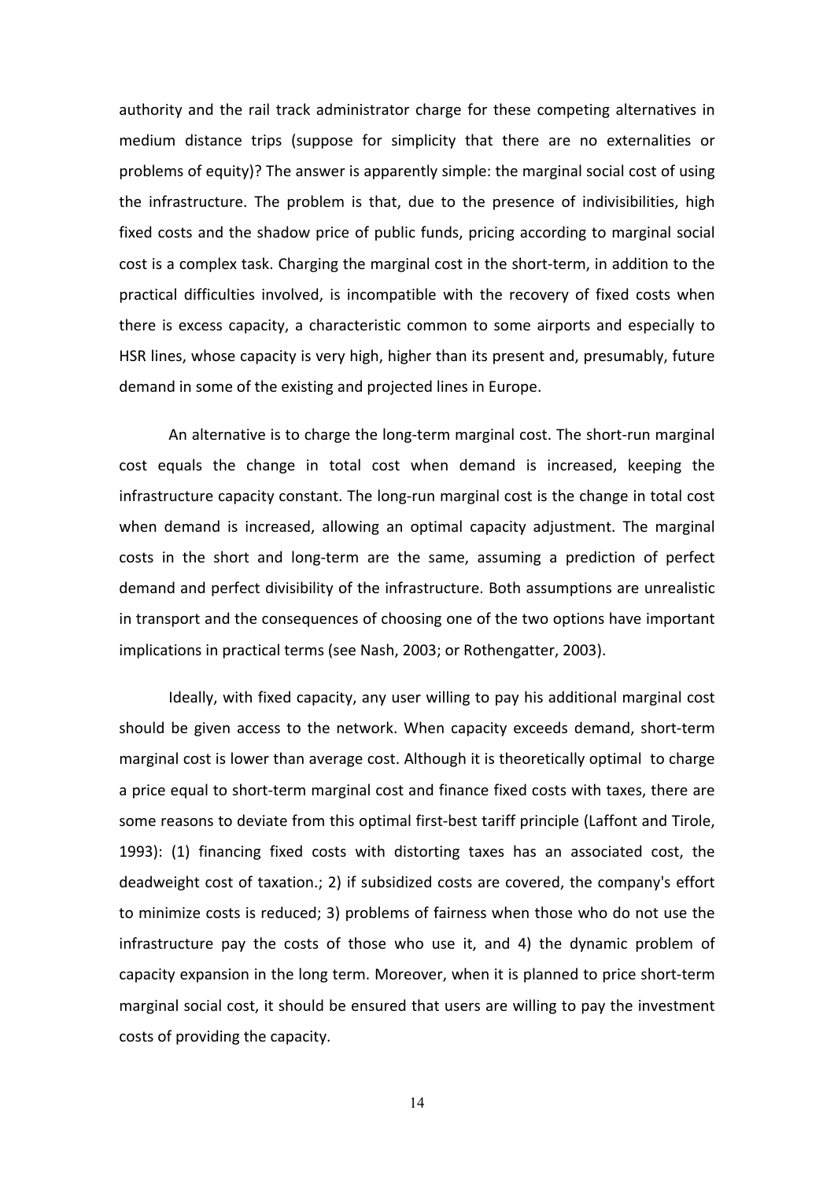authority and the rail track administrator charge for these competing alternatives in medium distance trips (suppose for simplicity that there are no externalities or problems of equity)? The answer is apparently simple: the marginal social cost of using the infrastructure. The problem is that, due to the presence of indivisibilities, high fixed costs and the shadow price of public funds, pricing according to marginal social cost is a complex task. Charging the marginal cost in the short-term, in addition to the practical difficulties involved, is incompatible with the recovery of fixed costs when there is excess capacity, a characteristic common to some airports and especially to HSR lines, whose capacity is very high, higher than its present and, presumably, future demand in some of the existing and projected lines in Europe.

An alternative is to charge the long-term marginal cost. The short-run marginal cost equals the change in total cost when demand is increased, keeping the infrastructure capacity constant. The long-run marginal cost is the change in total cost when demand is increased, allowing an optimal capacity adjustment. The marginal costs in the short and long-term are the same, assuming a prediction of perfect demand and perfect divisibility of the infrastructure. Both assumptions are unrealistic in transport and the consequences of choosing one of the two options have important implications in practical terms (see Nash, 2003; or Rothengatter, 2003).

Ideally, with fixed capacity, any user willing to pay his additional marginal cost should be given access to the network. When capacity exceeds demand, short-term marginal cost is lower than average cost. Although it is theoretically optimal to charge a price equal to short-term marginal cost and finance fixed costs with taxes, there are some reasons to deviate from this optimal first-best tariff principle (Laffont and Tirole, 1993): (1) financing fixed costs with distorting taxes has an associated cost, the deadweight cost of taxation.; 2) if subsidized costs are covered, the company's effort to minimize costs is reduced; 3) problems of fairness when those who do not use the infrastructure pay the costs of those who use it, and 4) the dynamic problem of capacity expansion in the long term. Moreover, when it is planned to price short-term marginal social cost, it should be ensured that users are willing to pay the investment costs of providing the capacity.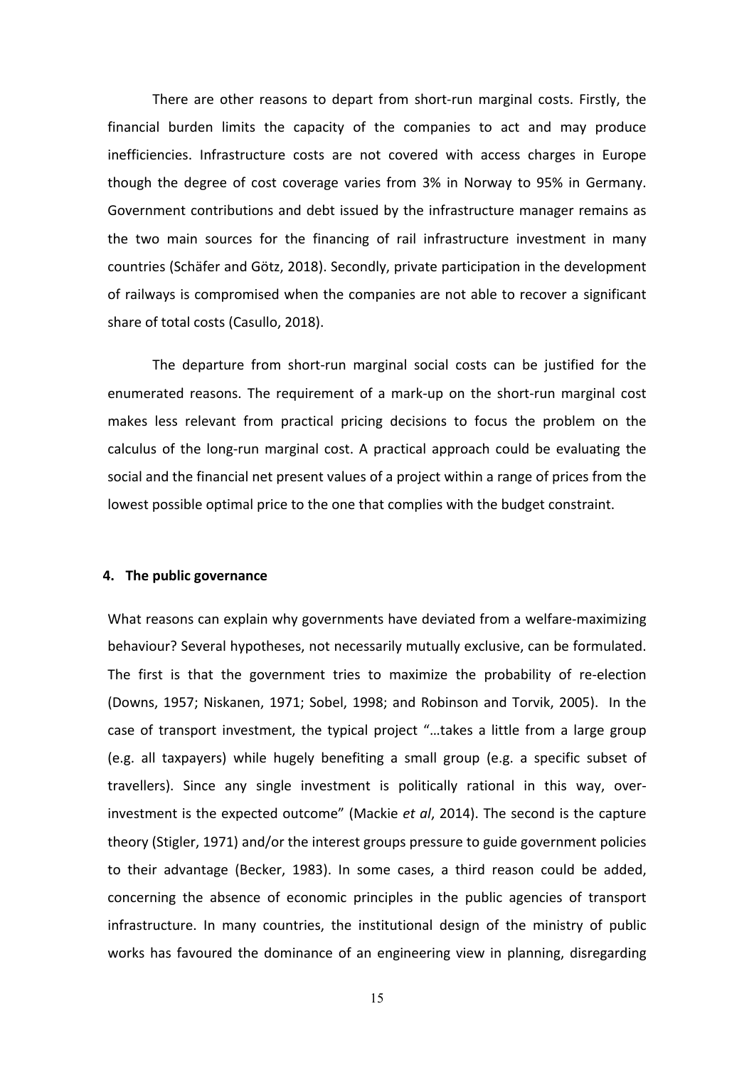There are other reasons to depart from short-run marginal costs. Firstly, the financial burden limits the capacity of the companies to act and may produce inefficiencies. Infrastructure costs are not covered with access charges in Europe though the degree of cost coverage varies from 3% in Norway to 95% in Germany. Government contributions and debt issued by the infrastructure manager remains as the two main sources for the financing of rail infrastructure investment in many countries (Schäfer and Götz, 2018). Secondly, private participation in the development of railways is compromised when the companies are not able to recover a significant share of total costs (Casullo, 2018).

The departure from short-run marginal social costs can be justified for the enumerated reasons. The requirement of a mark-up on the short-run marginal cost makes less relevant from practical pricing decisions to focus the problem on the calculus of the long-run marginal cost. A practical approach could be evaluating the social and the financial net present values of a project within a range of prices from the lowest possible optimal price to the one that complies with the budget constraint.

## 4. The public governance

What reasons can explain why governments have deviated from a welfare-maximizing behaviour? Several hypotheses, not necessarily mutually exclusive, can be formulated. The first is that the government tries to maximize the probability of re-election (Downs, 1957; Niskanen, 1971; Sobel, 1998; and Robinson and Torvik, 2005). In the case of transport investment, the typical project "…takes a little from a large group (e.g. all taxpayers) while hugely benefiting a small group (e.g. a specific subset of travellers). Since any single investment is politically rational in this way, over-investment is the expected outcome" (Mackie *et al*, 2014). The second is the capture theory (Stigler, 1971) and/or the interest groups pressure to guide government policies to their advantage (Becker, 1983). In some cases, a third reason could be added, concerning the absence of economic principles in the public agencies of transport infrastructure. In many countries, the institutional design of the ministry of public works has favoured the dominance of an engineering view in planning, disregarding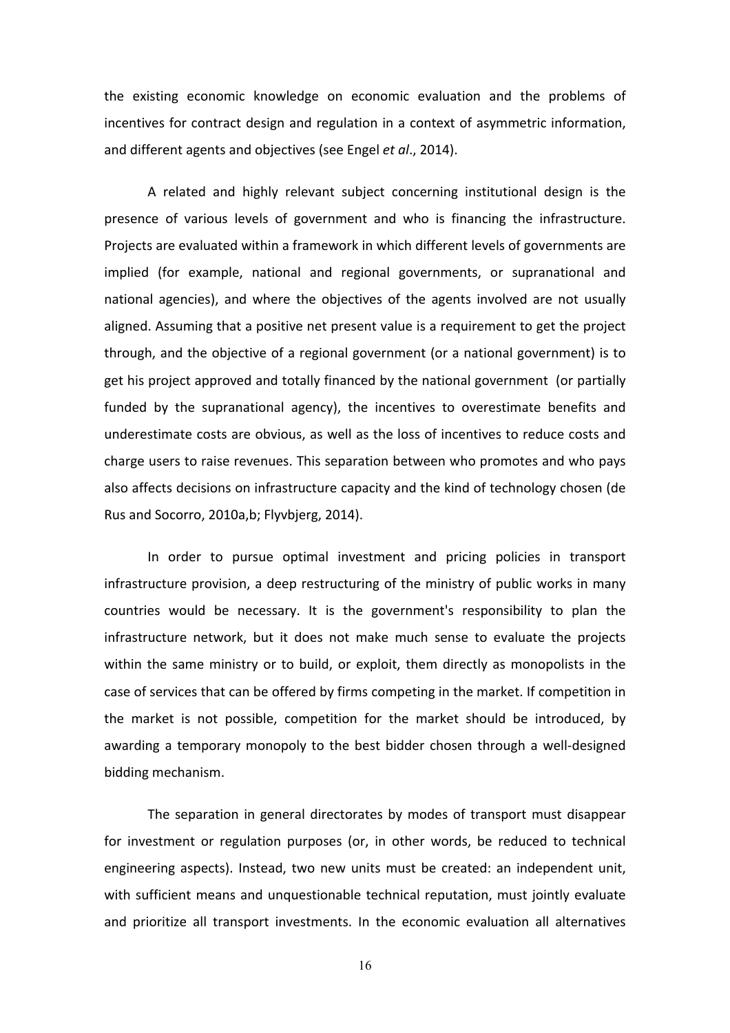the existing economic knowledge on economic evaluation and the problems of incentives for contract design and regulation in a context of asymmetric information, and different agents and objectives (see Engel *et al*., 2014).

A related and highly relevant subject concerning institutional design is the presence of various levels of government and who is financing the infrastructure. Projects are evaluated within a framework in which different levels of governments are implied (for example, national and regional governments, or supranational and national agencies), and where the objectives of the agents involved are not usually aligned. Assuming that a positive net present value is a requirement to get the project through, and the objective of a regional government (or a national government) is to get his project approved and totally financed by the national government (or partially funded by the supranational agency), the incentives to overestimate benefits and underestimate costs are obvious, as well as the loss of incentives to reduce costs and charge users to raise revenues. This separation between who promotes and who pays also affects decisions on infrastructure capacity and the kind of technology chosen (de Rus and Socorro, 2010a,b; Flyvbjerg, 2014).

In order to pursue optimal investment and pricing policies in transport infrastructure provision, a deep restructuring of the ministry of public works in many countries would be necessary. It is the government's responsibility to plan the infrastructure network, but it does not make much sense to evaluate the projects within the same ministry or to build, or exploit, them directly as monopolists in the case of services that can be offered by firms competing in the market. If competition in the market is not possible, competition for the market should be introduced, by awarding a temporary monopoly to the best bidder chosen through a well-designed bidding mechanism.

The separation in general directorates by modes of transport must disappear for investment or regulation purposes (or, in other words, be reduced to technical engineering aspects). Instead, two new units must be created: an independent unit, with sufficient means and unquestionable technical reputation, must jointly evaluate and prioritize all transport investments. In the economic evaluation all alternatives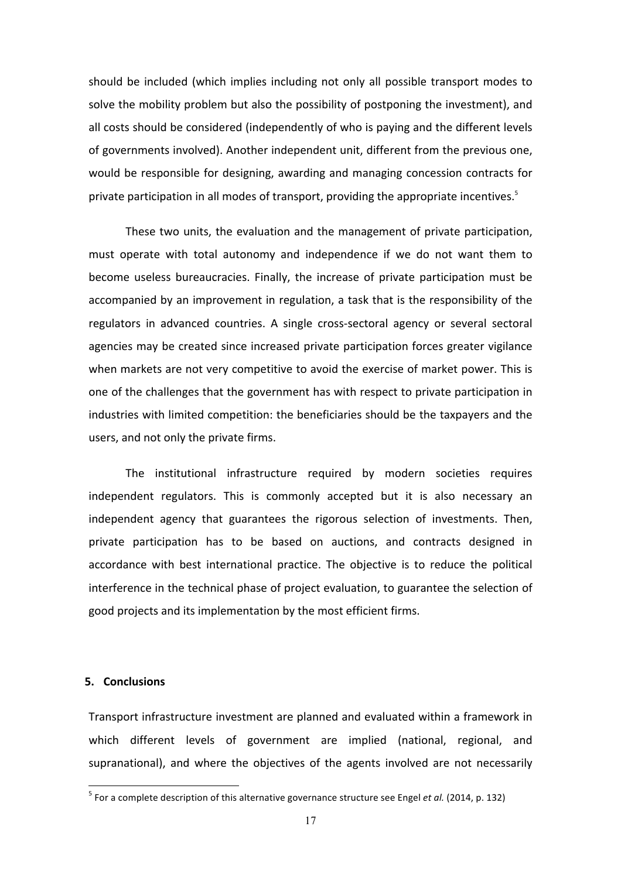should be included (which implies including not only all possible transport modes to solve the mobility problem but also the possibility of postponing the investment), and all costs should be considered (independently of who is paying and the different levels of governments involved). Another independent unit, different from the previous one, would be responsible for designing, awarding and managing concession contracts for private participation in all modes of transport, providing the appropriate incentives.[5]

These two units, the evaluation and the management of private participation, must operate with total autonomy and independence if we do not want them to become useless bureaucracies. Finally, the increase of private participation must be accompanied by an improvement in regulation, a task that is the responsibility of the regulators in advanced countries. A single cross-sectoral agency or several sectoral agencies may be created since increased private participation forces greater vigilance when markets are not very competitive to avoid the exercise of market power. This is one of the challenges that the government has with respect to private participation in industries with limited competition: the beneficiaries should be the taxpayers and the users, and not only the private firms.

The institutional infrastructure required by modern societies requires independent regulators. This is commonly accepted but it is also necessary an independent agency that guarantees the rigorous selection of investments. Then, private participation has to be based on auctions, and contracts designed in accordance with best international practice. The objective is to reduce the political interference in the technical phase of project evaluation, to guarantee the selection of good projects and its implementation by the most efficient firms.

## 5. Conclusions

Transport infrastructure investment are planned and evaluated within a framework in which different levels of government are implied (national, regional, and supranational), and where the objectives of the agents involved are not necessarily

[5] For a complete description of this alternative governance structure see Engel *et al.* (2014, p. 132)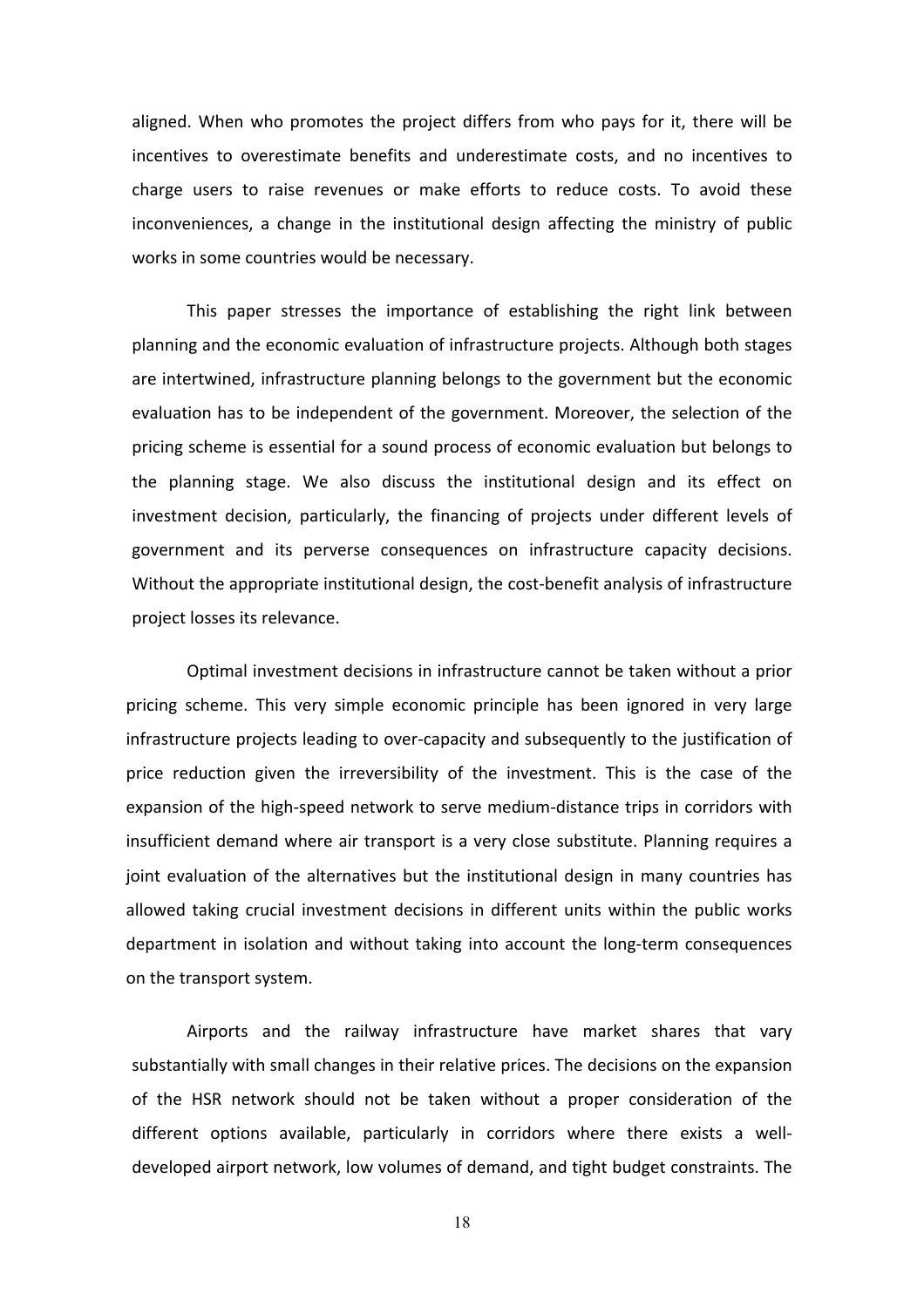aligned. When who promotes the project differs from who pays for it, there will be incentives to overestimate benefits and underestimate costs, and no incentives to charge users to raise revenues or make efforts to reduce costs. To avoid these inconveniences, a change in the institutional design affecting the ministry of public works in some countries would be necessary.

This paper stresses the importance of establishing the right link between planning and the economic evaluation of infrastructure projects. Although both stages are intertwined, infrastructure planning belongs to the government but the economic evaluation has to be independent of the government. Moreover, the selection of the pricing scheme is essential for a sound process of economic evaluation but belongs to the planning stage. We also discuss the institutional design and its effect on investment decision, particularly, the financing of projects under different levels of government and its perverse consequences on infrastructure capacity decisions. Without the appropriate institutional design, the cost-benefit analysis of infrastructure project losses its relevance.

Optimal investment decisions in infrastructure cannot be taken without a prior pricing scheme. This very simple economic principle has been ignored in very large infrastructure projects leading to over-capacity and subsequently to the justification of price reduction given the irreversibility of the investment. This is the case of the expansion of the high-speed network to serve medium-distance trips in corridors with insufficient demand where air transport is a very close substitute. Planning requires a joint evaluation of the alternatives but the institutional design in many countries has allowed taking crucial investment decisions in different units within the public works department in isolation and without taking into account the long-term consequences on the transport system.

Airports and the railway infrastructure have market shares that vary substantially with small changes in their relative prices. The decisions on the expansion of the HSR network should not be taken without a proper consideration of the different options available, particularly in corridors where there exists a well-developed airport network, low volumes of demand, and tight budget constraints. The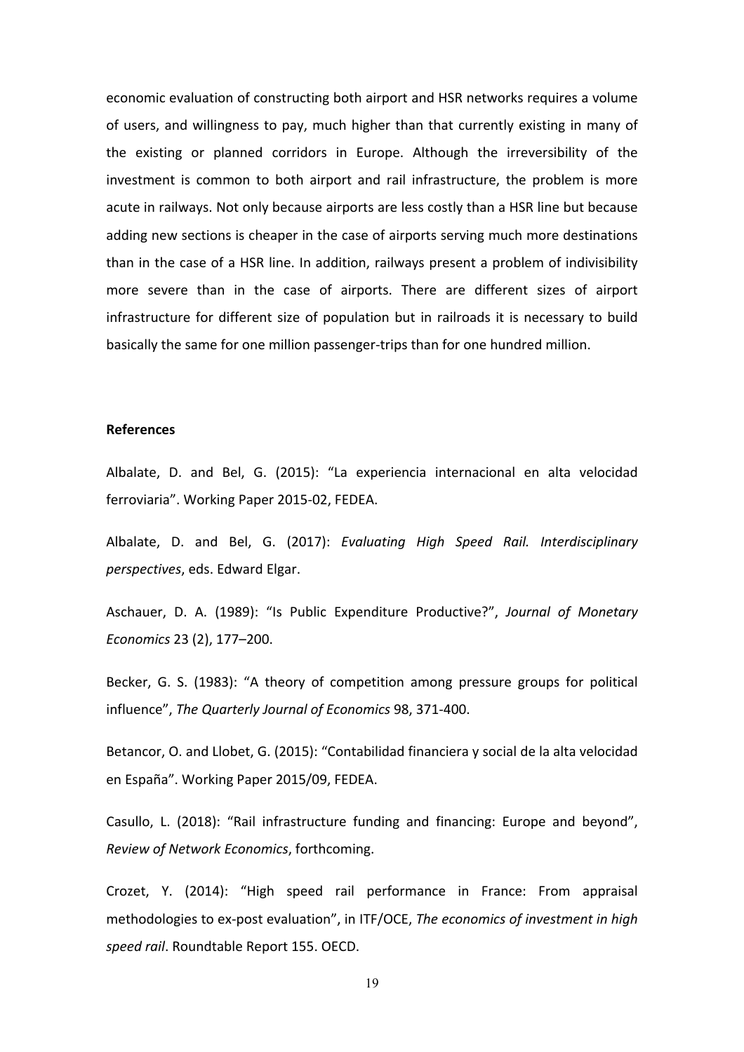economic evaluation of constructing both airport and HSR networks requires a volume of users, and willingness to pay, much higher than that currently existing in many of the existing or planned corridors in Europe. Although the irreversibility of the investment is common to both airport and rail infrastructure, the problem is more acute in railways. Not only because airports are less costly than a HSR line but because adding new sections is cheaper in the case of airports serving much more destinations than in the case of a HSR line. In addition, railways present a problem of indivisibility more severe than in the case of airports. There are different sizes of airport infrastructure for different size of population but in railroads it is necessary to build basically the same for one million passenger-trips than for one hundred million.

**References**

Albalate, D. and Bel, G. (2015): "La experiencia internacional en alta velocidad ferroviaria". Working Paper 2015-02, FEDEA.

Albalate, D. and Bel, G. (2017): *Evaluating High Speed Rail. Interdisciplinary perspectives*, eds. Edward Elgar.

Aschauer, D. A. (1989): "Is Public Expenditure Productive?", *Journal of Monetary Economics* 23 (2), 177–200.

Becker, G. S. (1983): "A theory of competition among pressure groups for political influence", *The Quarterly Journal of Economics* 98, 371-400.

Betancor, O. and Llobet, G. (2015): "Contabilidad financiera y social de la alta velocidad en España". Working Paper 2015/09, FEDEA.

Casullo, L. (2018): "Rail infrastructure funding and financing: Europe and beyond", *Review of Network Economics*, forthcoming.

Crozet, Y. (2014): "High speed rail performance in France: From appraisal methodologies to ex-post evaluation", in ITF/OCE, *The economics of investment in high speed rail*. Roundtable Report 155. OECD.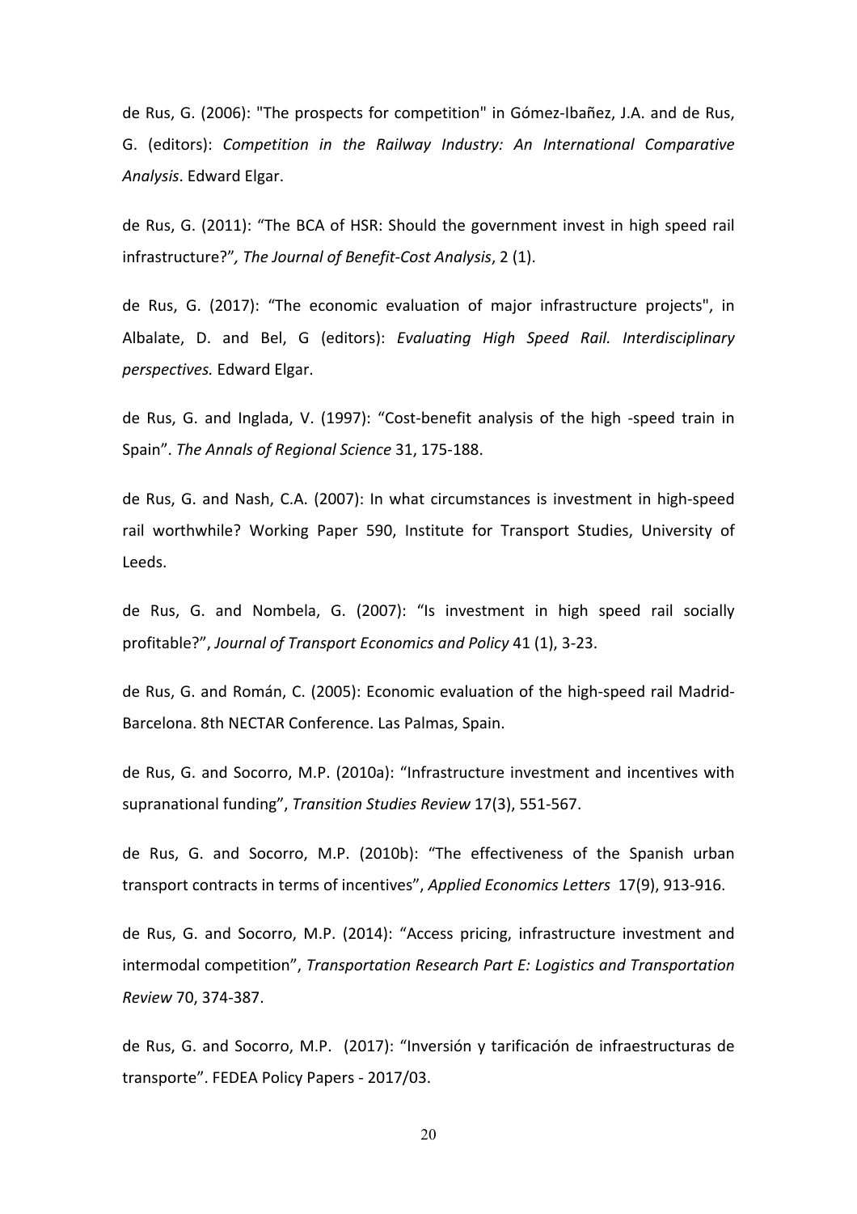de Rus, G. (2006): "The prospects for competition" in Gómez-Ibañez, J.A. and de Rus, G. (editors): *Competition in the Railway Industry: An International Comparative Analysis*. Edward Elgar.

de Rus, G. (2011): "The BCA of HSR: Should the government invest in high speed rail infrastructure?", *The Journal of Benefit-Cost Analysis*, 2 (1).

de Rus, G. (2017): "The economic evaluation of major infrastructure projects", in Albalate, D. and Bel, G (editors): *Evaluating High Speed Rail. Interdisciplinary perspectives.* Edward Elgar.

de Rus, G. and Inglada, V. (1997): "Cost-benefit analysis of the high -speed train in Spain". *The Annals of Regional Science* 31, 175-188.

de Rus, G. and Nash, C.A. (2007): In what circumstances is investment in high-speed rail worthwhile? Working Paper 590, Institute for Transport Studies, University of Leeds.

de Rus, G. and Nombela, G. (2007): "Is investment in high speed rail socially profitable?", *Journal of Transport Economics and Policy* 41 (1), 3-23.

de Rus, G. and Román, C. (2005): Economic evaluation of the high-speed rail Madrid-Barcelona. 8th NECTAR Conference. Las Palmas, Spain.

de Rus, G. and Socorro, M.P. (2010a): "Infrastructure investment and incentives with supranational funding", *Transition Studies Review* 17(3), 551-567.

de Rus, G. and Socorro, M.P. (2010b): "The effectiveness of the Spanish urban transport contracts in terms of incentives", *Applied Economics Letters* 17(9), 913-916.

de Rus, G. and Socorro, M.P. (2014): "Access pricing, infrastructure investment and intermodal competition", *Transportation Research Part E: Logistics and Transportation Review* 70, 374-387.

de Rus, G. and Socorro, M.P. (2017): "Inversión y tarificación de infraestructuras de transporte". FEDEA Policy Papers - 2017/03.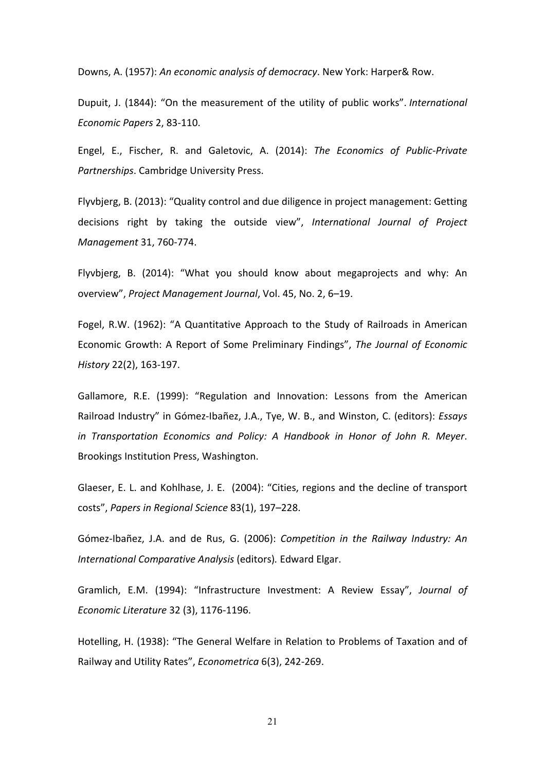Downs, A. (1957): *An economic analysis of democracy*. New York: Harper& Row.

Dupuit, J. (1844): "On the measurement of the utility of public works". *International Economic Papers* 2, 83-110.

Engel, E., Fischer, R. and Galetovic, A. (2014): *The Economics of Public-Private Partnerships*. Cambridge University Press.

Flyvbjerg, B. (2013): "Quality control and due diligence in project management: Getting decisions right by taking the outside view", *International Journal of Project Management* 31, 760-774.

Flyvbjerg, B. (2014): "What you should know about megaprojects and why: An overview", *Project Management Journal*, Vol. 45, No. 2, 6–19.

Fogel, R.W. (1962): "A Quantitative Approach to the Study of Railroads in American Economic Growth: A Report of Some Preliminary Findings", *The Journal of Economic History* 22(2), 163-197.

Gallamore, R.E. (1999): "Regulation and Innovation: Lessons from the American Railroad Industry" in Gómez-Ibañez, J.A., Tye, W. B., and Winston, C. (editors): *Essays in Transportation Economics and Policy: A Handbook in Honor of John R. Meyer*. Brookings Institution Press, Washington.

Glaeser, E. L. and Kohlhase, J. E. (2004): "Cities, regions and the decline of transport costs", *Papers in Regional Science* 83(1), 197–228.

Gómez-Ibañez, J.A. and de Rus, G. (2006): *Competition in the Railway Industry: An International Comparative Analysis* (editors)*.* Edward Elgar.

Gramlich, E.M. (1994): "Infrastructure Investment: A Review Essay", *Journal of Economic Literature* 32 (3), 1176-1196.

Hotelling, H. (1938): "The General Welfare in Relation to Problems of Taxation and of Railway and Utility Rates", *Econometrica* 6(3), 242-269.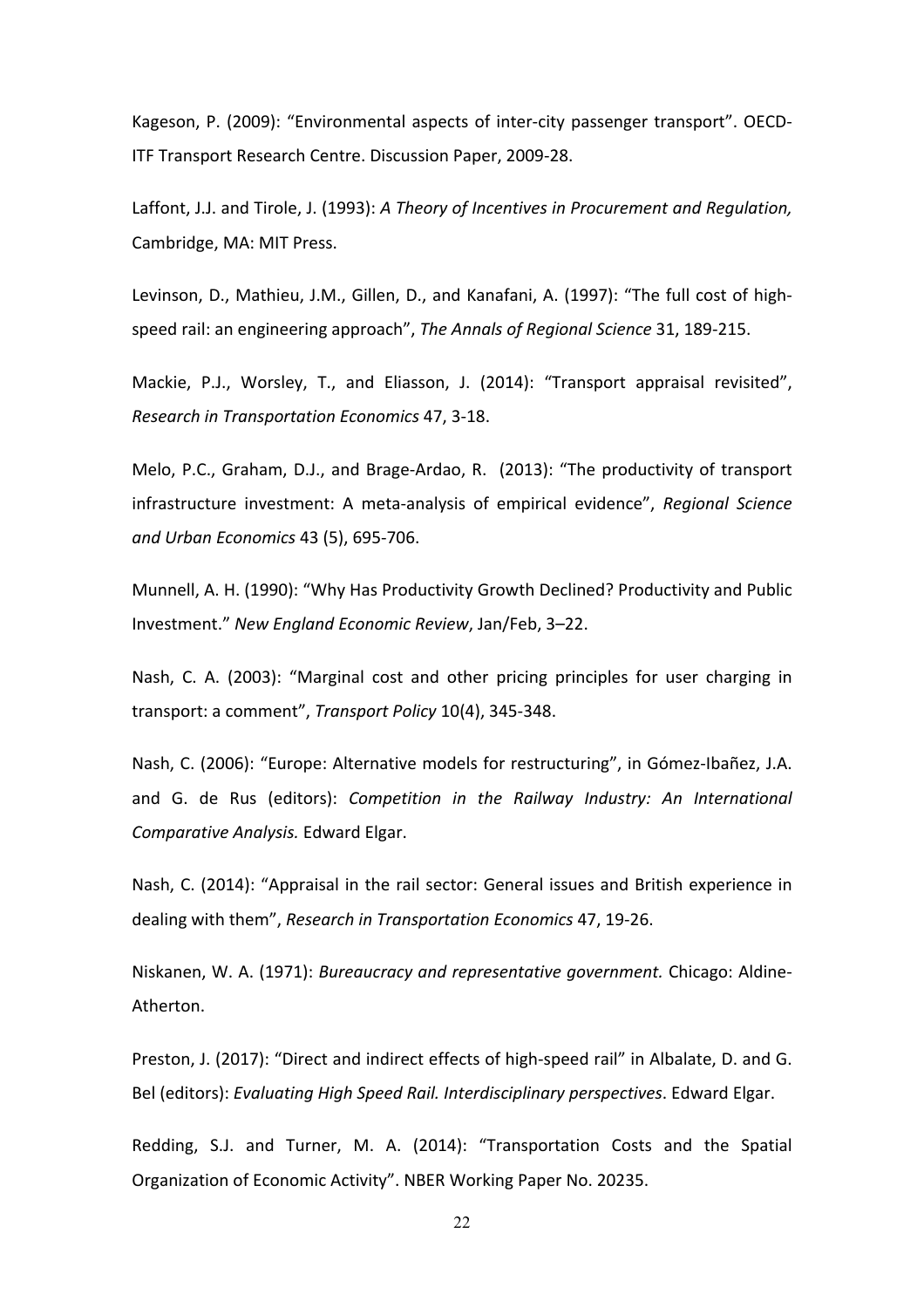Kageson, P. (2009): “Environmental aspects of inter-city passenger transport”. OECD-ITF Transport Research Centre. Discussion Paper, 2009-28.

Laffont, J.J. and Tirole, J. (1993): *A Theory of Incentives in Procurement and Regulation,* Cambridge, MA: MIT Press.

Levinson, D., Mathieu, J.M., Gillen, D., and Kanafani, A. (1997): “The full cost of high-speed rail: an engineering approach”, *The Annals of Regional Science* 31, 189-215.

Mackie, P.J., Worsley, T., and Eliasson, J. (2014): “Transport appraisal revisited”, *Research in Transportation Economics* 47, 3-18.

Melo, P.C., Graham, D.J., and Brage-Ardao, R. (2013): “The productivity of transport infrastructure investment: A meta-analysis of empirical evidence”, *Regional Science and Urban Economics* 43 (5), 695-706.

Munnell, A. H. (1990): “Why Has Productivity Growth Declined? Productivity and Public Investment.” *New England Economic Review*, Jan/Feb, 3–22.

Nash, C. A. (2003): “Marginal cost and other pricing principles for user charging in transport: a comment”, *Transport Policy* 10(4), 345-348.

Nash, C. (2006): “Europe: Alternative models for restructuring”, in Gómez-Ibañez, J.A. and G. de Rus (editors): *Competition in the Railway Industry: An International Comparative Analysis.* Edward Elgar.

Nash, C. (2014): “Appraisal in the rail sector: General issues and British experience in dealing with them”, *Research in Transportation Economics* 47, 19-26.

Niskanen, W. A. (1971): *Bureaucracy and representative government.* Chicago: Aldine-Atherton.

Preston, J. (2017): “Direct and indirect effects of high-speed rail” in Albalate, D. and G. Bel (editors): *Evaluating High Speed Rail. Interdisciplinary perspectives*. Edward Elgar.

Redding, S.J. and Turner, M. A. (2014): “Transportation Costs and the Spatial Organization of Economic Activity”. NBER Working Paper No. 20235.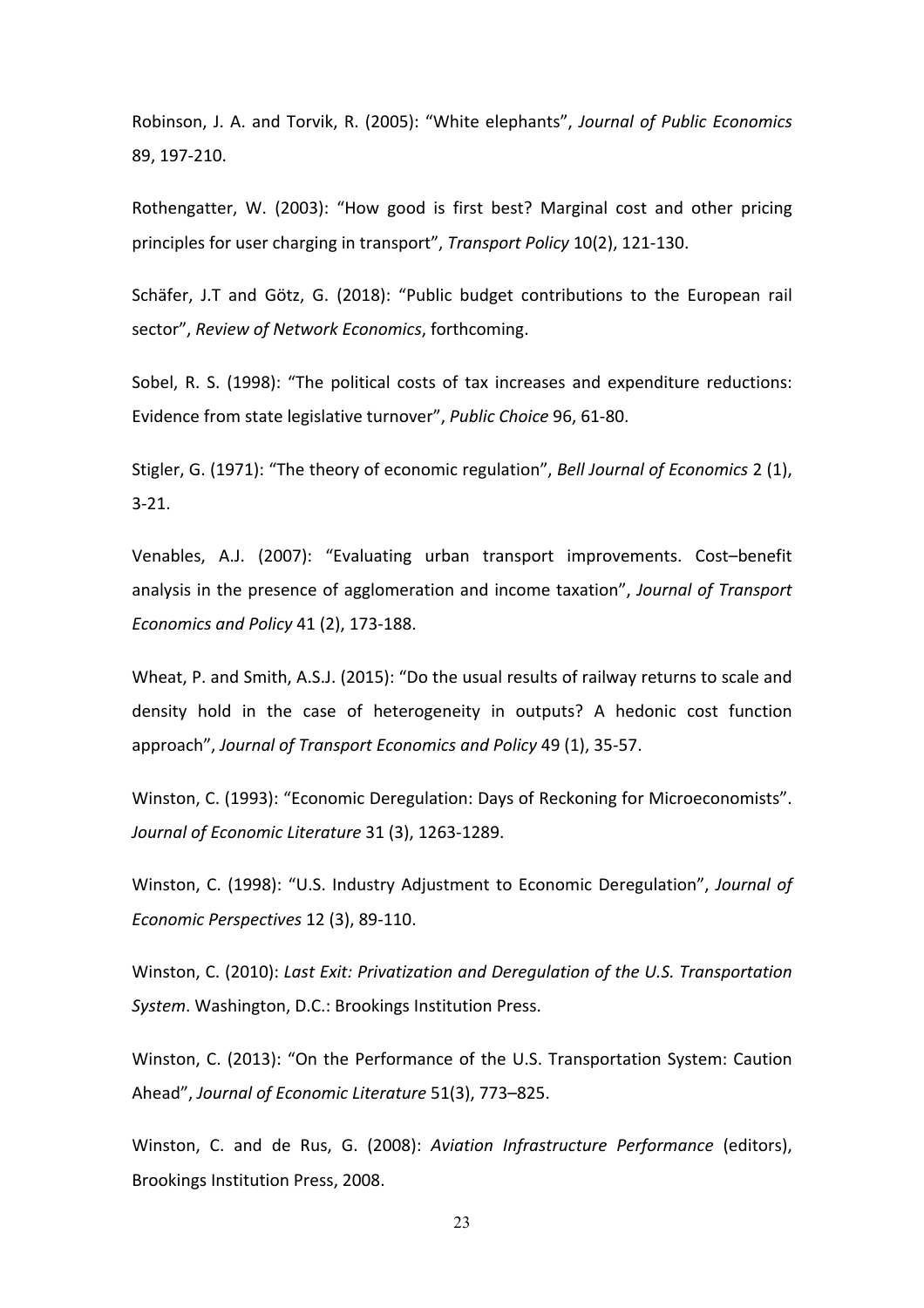Robinson, J. A. and Torvik, R. (2005): “White elephants”, *Journal of Public Economics* 89, 197-210.

Rothengatter, W. (2003): “How good is first best? Marginal cost and other pricing principles for user charging in transport”, *Transport Policy* 10(2), 121-130.

Schäfer, J.T and Götz, G. (2018): “Public budget contributions to the European rail sector”, *Review of Network Economics*, forthcoming.

Sobel, R. S. (1998): “The political costs of tax increases and expenditure reductions: Evidence from state legislative turnover”, *Public Choice* 96, 61-80.

Stigler, G. (1971): “The theory of economic regulation”, *Bell Journal of Economics* 2 (1), 3-21.

Venables, A.J. (2007): “Evaluating urban transport improvements. Cost–benefit analysis in the presence of agglomeration and income taxation”, *Journal of Transport Economics and Policy* 41 (2), 173-188.

Wheat, P. and Smith, A.S.J. (2015): “Do the usual results of railway returns to scale and density hold in the case of heterogeneity in outputs? A hedonic cost function approach”, *Journal of Transport Economics and Policy* 49 (1), 35-57.

Winston, C. (1993): “Economic Deregulation: Days of Reckoning for Microeconomists”. *Journal of Economic Literature* 31 (3), 1263-1289.

Winston, C. (1998): “U.S. Industry Adjustment to Economic Deregulation”, *Journal of Economic Perspectives* 12 (3), 89-110.

Winston, C. (2010): *Last Exit: Privatization and Deregulation of the U.S. Transportation System*. Washington, D.C.: Brookings Institution Press.

Winston, C. (2013): “On the Performance of the U.S. Transportation System: Caution Ahead”, *Journal of Economic Literature* 51(3), 773–825.

Winston, C. and de Rus, G. (2008): *Aviation Infrastructure Performance* (editors), Brookings Institution Press, 2008.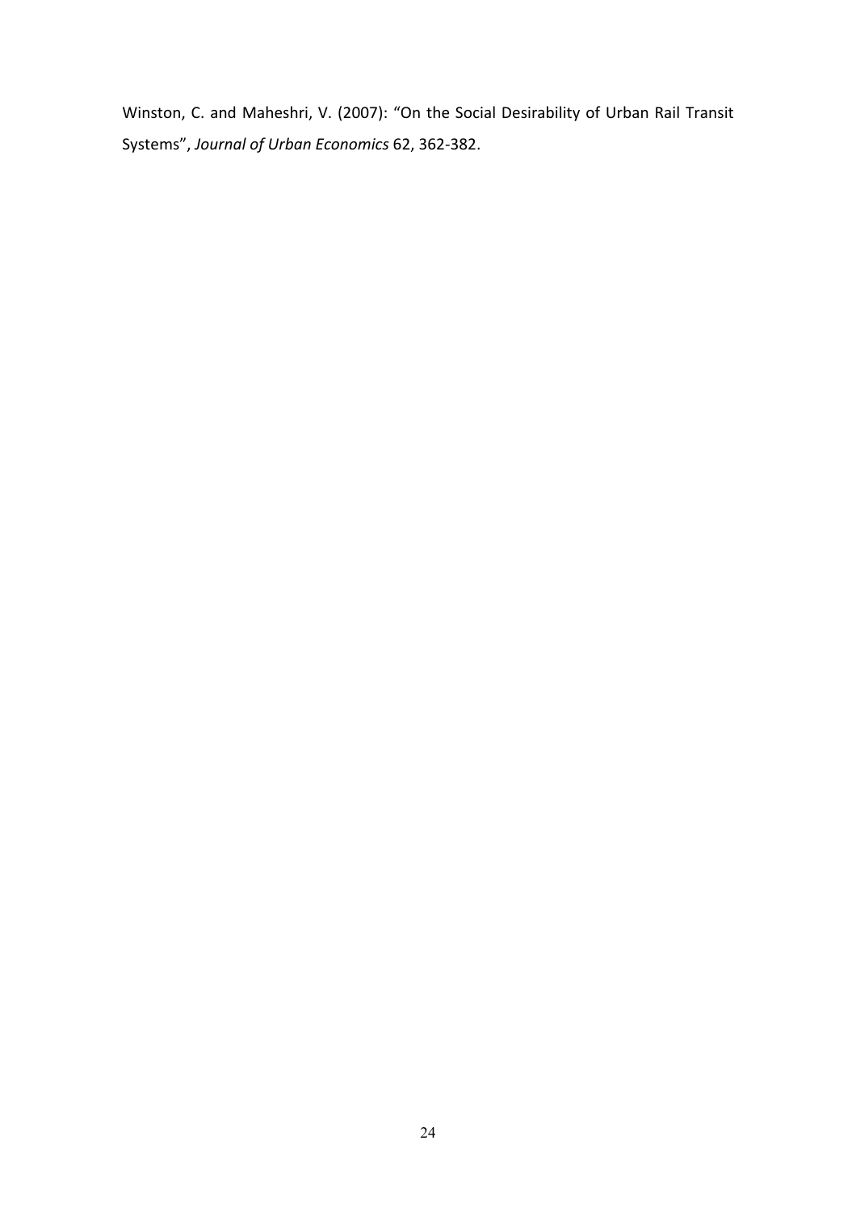Winston, C. and Maheshri, V. (2007): "On the Social Desirability of Urban Rail Transit Systems", *Journal of Urban Economics* 62, 362-382.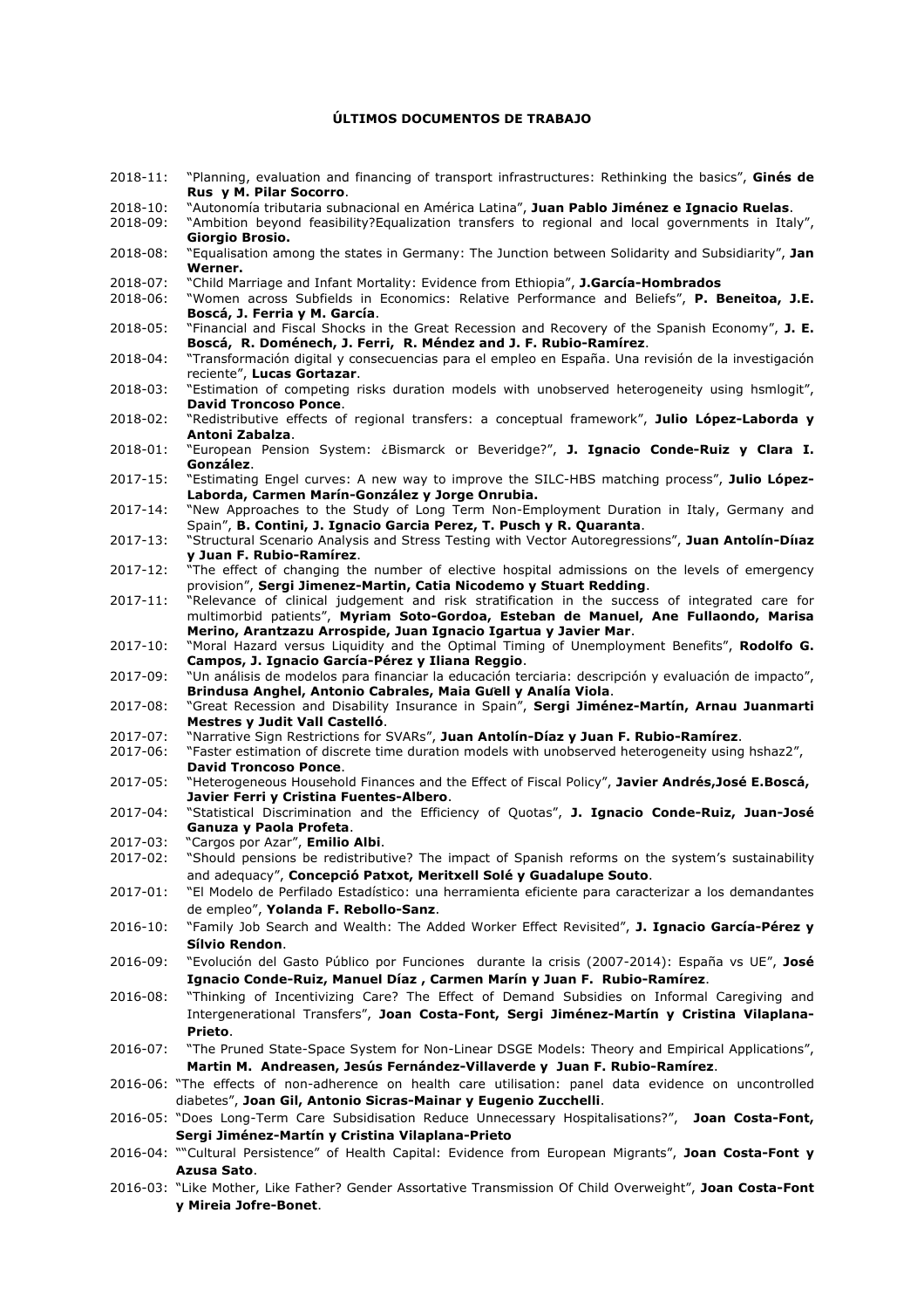**ÚLTIMOS DOCUMENTOS DE TRABAJO**

2018-11: "Planning, evaluation and financing of transport infrastructures: Rethinking the basics", **Ginés de Rus y M. Pilar Socorro**.

2018-10: "Autonomía tributaria subnacional en América Latina", **Juan Pablo Jiménez e Ignacio Ruelas**.

2018-09: "Ambition beyond feasibility?Equalization transfers to regional and local governments in Italy", **Giorgio Brosio.**

2018-08: "Equalisation among the states in Germany: The Junction between Solidarity and Subsidiarity", **Jan Werner.**

2018-07: "Child Marriage and Infant Mortality: Evidence from Ethiopia", **J.García-Hombrados**

2018-06: "Women across Subfields in Economics: Relative Performance and Beliefs", **P. Beneitoa, J.E. Boscá, J. Ferria y M. García**.

2018-05: "Financial and Fiscal Shocks in the Great Recession and Recovery of the Spanish Economy", **J. E. Boscá, R. Doménech, J. Ferri, R. Méndez and J. F. Rubio-Ramírez**.

2018-04: "Transformación digital y consecuencias para el empleo en España. Una revisión de la investigación reciente", **Lucas Gortazar**.

2018-03: "Estimation of competing risks duration models with unobserved heterogeneity using hsmlogit", **David Troncoso Ponce**.

2018-02: "Redistributive effects of regional transfers: a conceptual framework", **Julio López-Laborda y Antoni Zabalza**.

2018-01: "European Pension System: ¿Bismarck or Beveridge?", **J. Ignacio Conde-Ruiz y Clara I. González**.

2017-15: "Estimating Engel curves: A new way to improve the SILC-HBS matching process", **Julio López-Laborda, Carmen Marín-González y Jorge Onrubia.**

2017-14: "New Approaches to the Study of Long Term Non-Employment Duration in Italy, Germany and Spain", **B. Contini, J. Ignacio Garcia Perez, T. Pusch y R. Quaranta**.

2017-13: "Structural Scenario Analysis and Stress Testing with Vector Autoregressions", **Juan Antolín-Dííaz y Juan F. Rubio-Ramírez**.

2017-12: "The effect of changing the number of elective hospital admissions on the levels of emergency provision", **Sergi Jimenez-Martin, Catia Nicodemo y Stuart Redding**.

2017-11: "Relevance of clinical judgement and risk stratification in the success of integrated care for multimorbid patients", **Myriam Soto-Gordoa, Esteban de Manuel, Ane Fullaondo, Marisa Merino, Arantzazu Arrospide, Juan Ignacio Igartua y Javier Mar**.

2017-10: "Moral Hazard versus Liquidity and the Optimal Timing of Unemployment Benefits", **Rodolfo G. Campos, J. Ignacio García-Pérez y Iliana Reggio**.

2017-09: "Un análisis de modelos para financiar la educación terciaria: descripción y evaluación de impacto", **Brindusa Anghel, Antonio Cabrales, Maia Güell y Analía Viola**.

2017-08: "Great Recession and Disability Insurance in Spain", **Sergi Jiménez-Martín, Arnau Juanmarti Mestres y Judit Vall Castelló**.

2017-07: "Narrative Sign Restrictions for SVARs", **Juan Antolín-Díaz y Juan F. Rubio-Ramírez**.

2017-06: "Faster estimation of discrete time duration models with unobserved heterogeneity using hshaz2", **David Troncoso Ponce**.

2017-05: "Heterogeneous Household Finances and the Effect of Fiscal Policy", **Javier Andrés,José E.Boscá, Javier Ferri y Cristina Fuentes-Albero**.

2017-04: "Statistical Discrimination and the Efficiency of Quotas", **J. Ignacio Conde-Ruiz, Juan-José Ganuza y Paola Profeta**.

2017-03: "Cargos por Azar", **Emilio Albi**.

2017-02: "Should pensions be redistributive? The impact of Spanish reforms on the system's sustainability and adequacy", **Concepció Patxot, Meritxell Solé y Guadalupe Souto**.

2017-01: "El Modelo de Perfilado Estadístico: una herramienta eficiente para caracterizar a los demandantes de empleo", **Yolanda F. Rebollo-Sanz**.

2016-10: "Family Job Search and Wealth: The Added Worker Effect Revisited", **J. Ignacio García-Pérez y Sílvio Rendon**.

2016-09: "Evolución del Gasto Público por Funciones durante la crisis (2007-2014): España vs UE", **José Ignacio Conde-Ruiz, Manuel Díaz , Carmen Marín y Juan F. Rubio-Ramírez**.

2016-08: "Thinking of Incentivizing Care? The Effect of Demand Subsidies on Informal Caregiving and Intergenerational Transfers", **Joan Costa-Font, Sergi Jiménez-Martín y Cristina Vilaplana-Prieto**.

2016-07: "The Pruned State-Space System for Non-Linear DSGE Models: Theory and Empirical Applications", **Martin M. Andreasen, Jesús Fernández-Villaverde y Juan F. Rubio-Ramírez**.

2016-06: "The effects of non-adherence on health care utilisation: panel data evidence on uncontrolled diabetes", **Joan Gil, Antonio Sicras-Mainar y Eugenio Zucchelli**.

2016-05: "Does Long-Term Care Subsidisation Reduce Unnecessary Hospitalisations?", **Joan Costa-Font, Sergi Jiménez-Martín y Cristina Vilaplana-Prieto**

2016-04: ""Cultural Persistence" of Health Capital: Evidence from European Migrants", **Joan Costa-Font y Azusa Sato**.

2016-03: "Like Mother, Like Father? Gender Assortative Transmission Of Child Overweight", **Joan Costa-Font y Mireia Jofre-Bonet**.